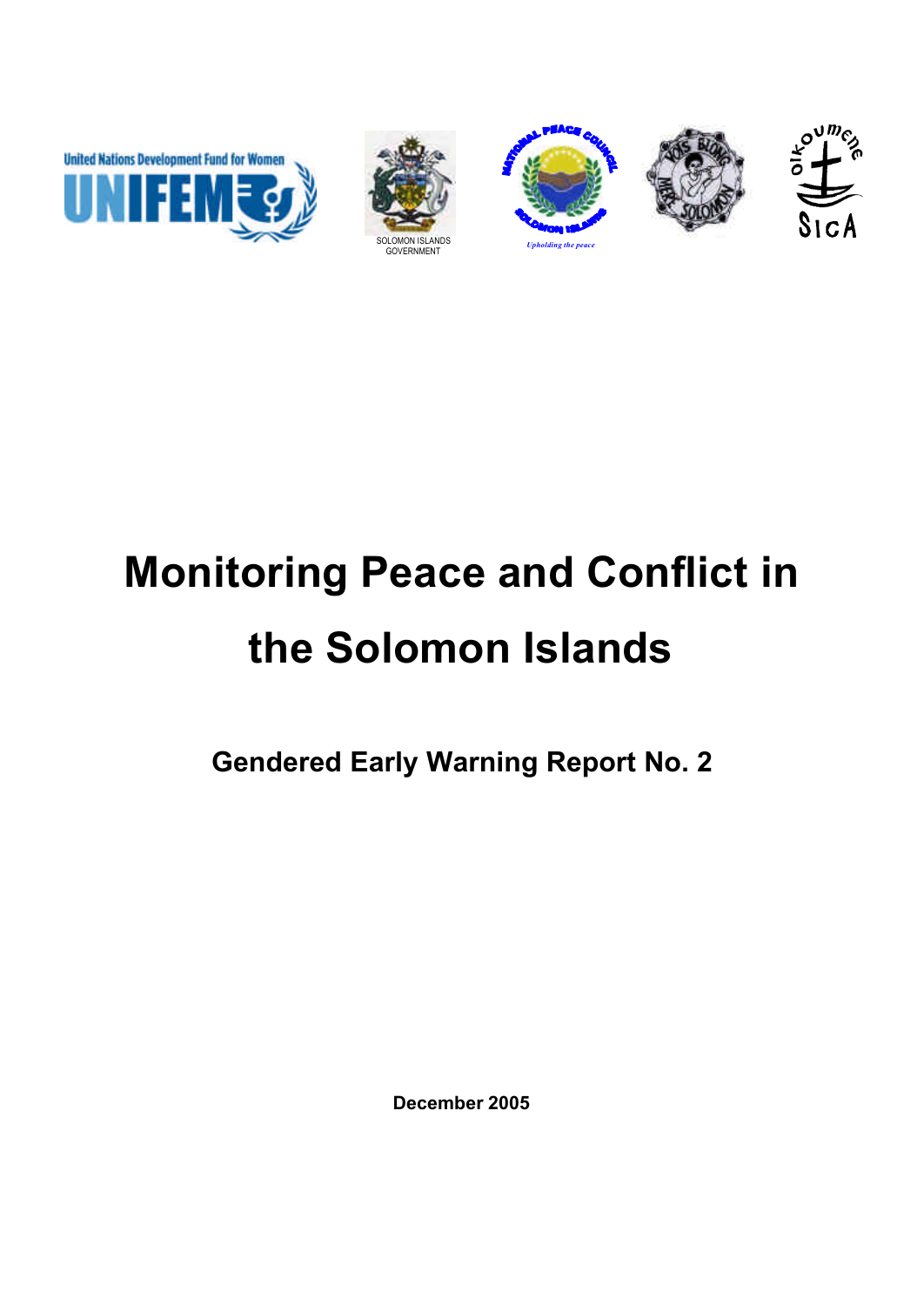United Nations Development Fund for Women

SOLOMON ISLANDS GOVERNMENT

Upholding the peace

# Monitoring Peace and Conflict in the Solomon Islands

## Gendered Early Warning Report No. 2

**December 2005**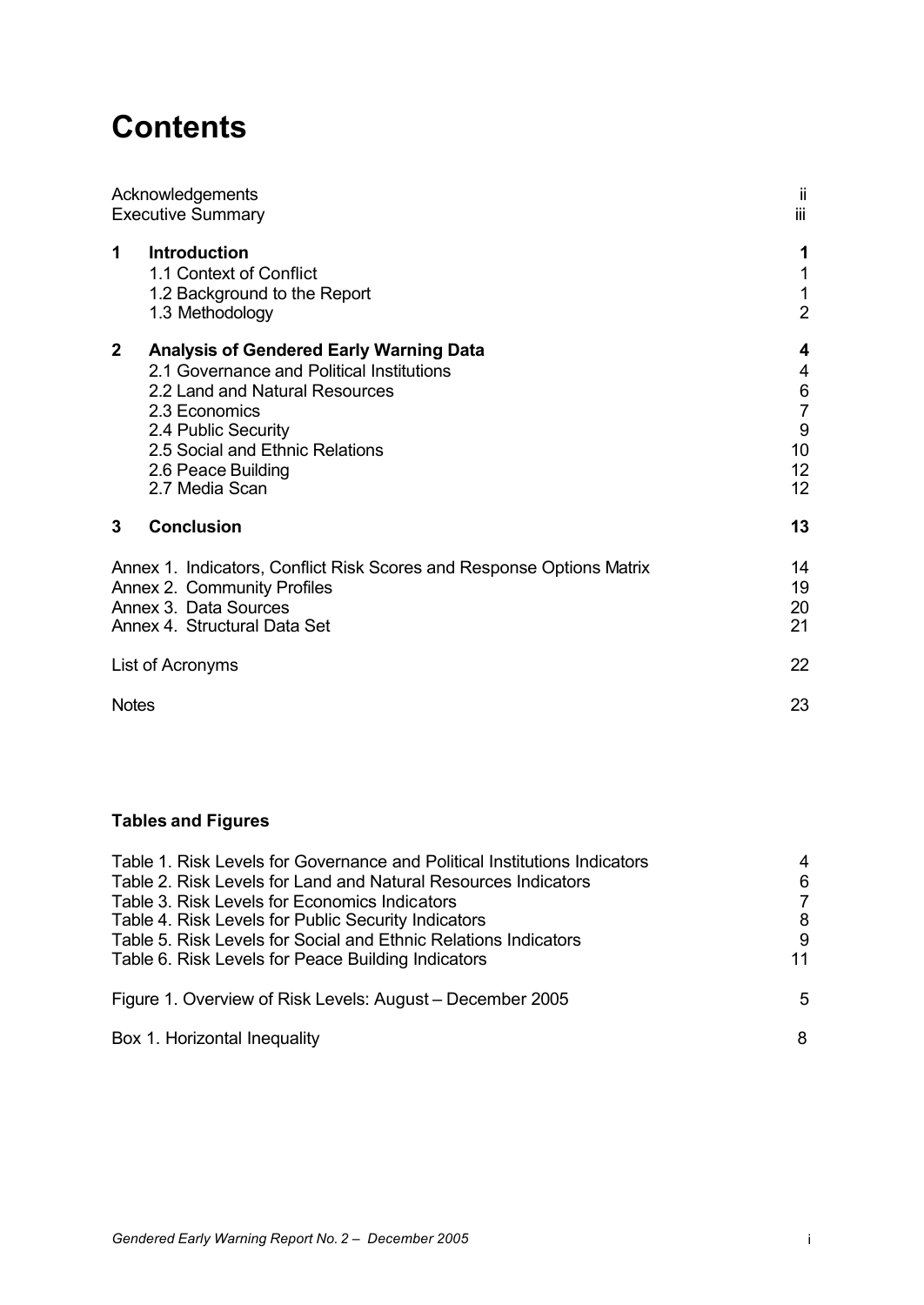# Contents

| | | |
|---|---|---|
| Acknowledgements | | ii |
| Executive Summary | | iii |
| **1** | **Introduction** | **1** |
| | 1.1 Context of Conflict | 1 |
| | 1.2 Background to the Report | 1 |
| | 1.3 Methodology | 2 |
| **2** | **Analysis of Gendered Early Warning Data** | **4** |
| | 2.1 Governance and Political Institutions | 4 |
| | 2.2 Land and Natural Resources | 6 |
| | 2.3 Economics | 7 |
| | 2.4 Public Security | 9 |
| | 2.5 Social and Ethnic Relations | 10 |
| | 2.6 Peace Building | 12 |
| | 2.7 Media Scan | 12 |
| **3** | **Conclusion** | **13** |
| Annex 1. Indicators, Conflict Risk Scores and Response Options Matrix | | 14 |
| Annex 2. Community Profiles | | 19 |
| Annex 3. Data Sources | | 20 |
| Annex 4. Structural Data Set | | 21 |
| List of Acronyms | | 22 |
| Notes | | 23 |

**Tables and Figures**

| | |
|---|---|
| Table 1. Risk Levels for Governance and Political Institutions Indicators | 4 |
| Table 2. Risk Levels for Land and Natural Resources Indicators | 6 |
| Table 3. Risk Levels for Economics Indicators | 7 |
| Table 4. Risk Levels for Public Security Indicators | 8 |
| Table 5. Risk Levels for Social and Ethnic Relations Indicators | 9 |
| Table 6. Risk Levels for Peace Building Indicators | 11 |
| Figure 1. Overview of Risk Levels: August – December 2005 | 5 |
| Box 1. Horizontal Inequality | 8 |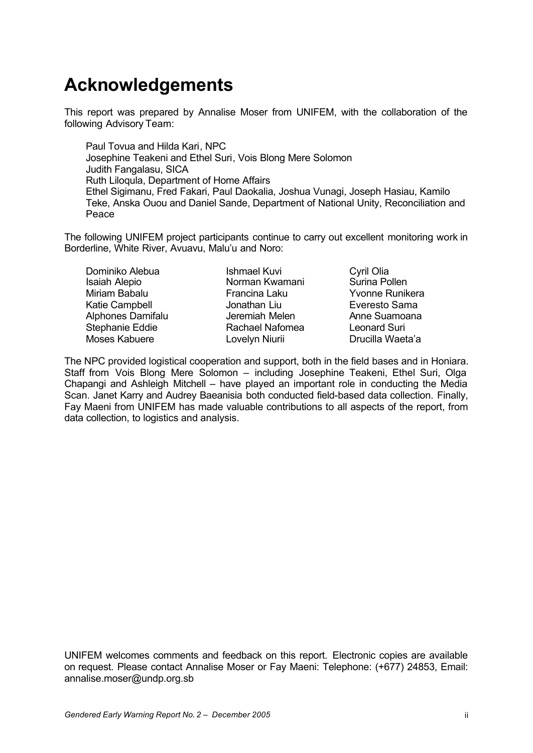# Acknowledgements

This report was prepared by Annalise Moser from UNIFEM, with the collaboration of the following Advisory Team:

Paul Tovua and Hilda Kari, NPC
Josephine Teakeni and Ethel Suri, Vois Blong Mere Solomon
Judith Fangalasu, SICA
Ruth Liloqula, Department of Home Affairs
Ethel Sigimanu, Fred Fakari, Paul Daokalia, Joshua Vunagi, Joseph Hasiau, Kamilo Teke, Anska Ouou and Daniel Sande, Department of National Unity, Reconciliation and Peace

The following UNIFEM project participants continue to carry out excellent monitoring work in Borderline, White River, Avuavu, Malu'u and Noro:

Dominiko Alebua
Isaiah Alepio
Miriam Babalu
Katie Campbell
Alphones Damifalu
Stephanie Eddie
Moses Kabuere
Ishmael Kuvi
Norman Kwamani
Francina Laku
Jonathan Liu
Jeremiah Melen
Rachael Nafomea
Lovelyn Niurii
Cyril Olia
Surina Pollen
Yvonne Runikera
Everesto Sama
Anne Suamoana
Leonard Suri
Drucilla Waeta'a

The NPC provided logistical cooperation and support, both in the field bases and in Honiara. Staff from Vois Blong Mere Solomon – including Josephine Teakeni, Ethel Suri, Olga Chapangi and Ashleigh Mitchell – have played an important role in conducting the Media Scan. Janet Karry and Audrey Baeanisia both conducted field-based data collection. Finally, Fay Maeni from UNIFEM has made valuable contributions to all aspects of the report, from data collection, to logistics and analysis.

UNIFEM welcomes comments and feedback on this report. Electronic copies are available on request. Please contact Annalise Moser or Fay Maeni: Telephone: (+677) 24853, Email: annalise.moser@undp.org.sb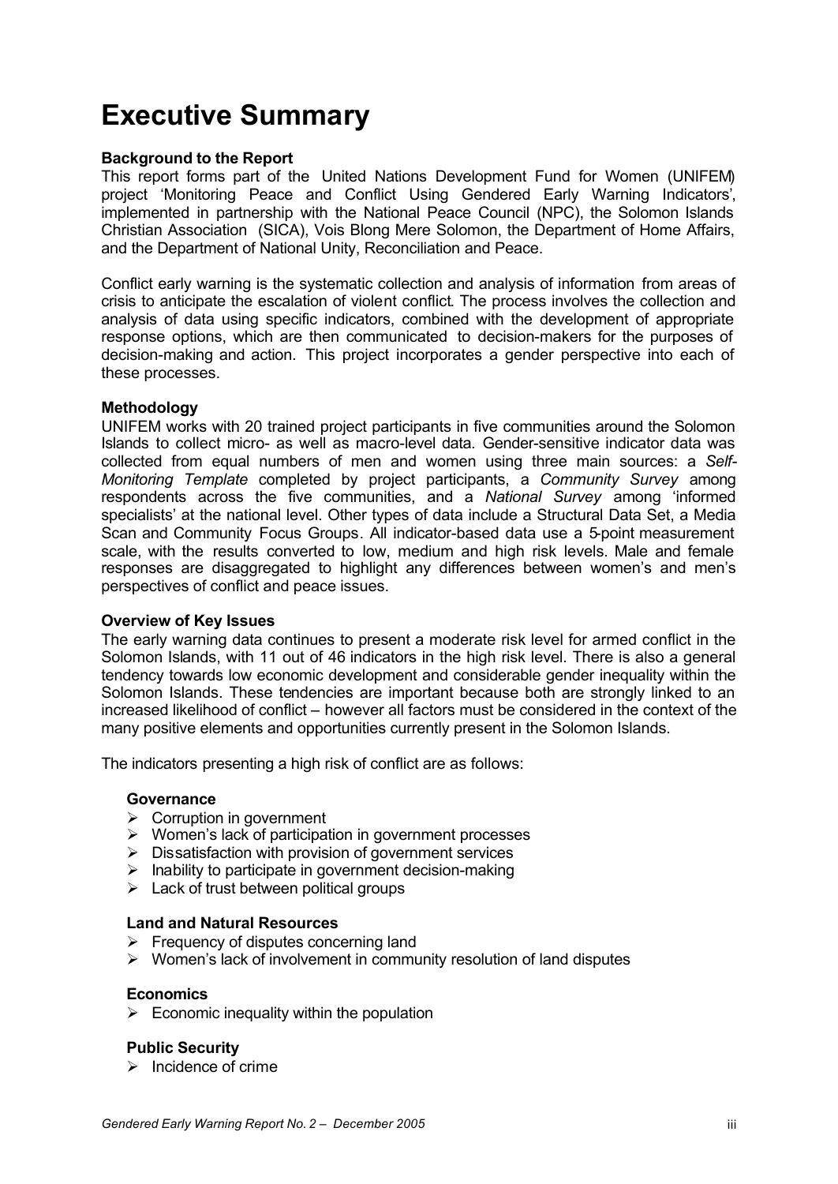# Executive Summary

**Background to the Report**

This report forms part of the United Nations Development Fund for Women (UNIFEM) project 'Monitoring Peace and Conflict Using Gendered Early Warning Indicators', implemented in partnership with the National Peace Council (NPC), the Solomon Islands Christian Association (SICA), Vois Blong Mere Solomon, the Department of Home Affairs, and the Department of National Unity, Reconciliation and Peace.

Conflict early warning is the systematic collection and analysis of information from areas of crisis to anticipate the escalation of violent conflict. The process involves the collection and analysis of data using specific indicators, combined with the development of appropriate response options, which are then communicated to decision-makers for the purposes of decision-making and action. This project incorporates a gender perspective into each of these processes.

**Methodology**

UNIFEM works with 20 trained project participants in five communities around the Solomon Islands to collect micro- as well as macro-level data. Gender-sensitive indicator data was collected from equal numbers of men and women using three main sources: a *Self-Monitoring Template* completed by project participants, a *Community Survey* among respondents across the five communities, and a *National Survey* among 'informed specialists' at the national level. Other types of data include a Structural Data Set, a Media Scan and Community Focus Groups. All indicator-based data use a 5-point measurement scale, with the results converted to low, medium and high risk levels. Male and female responses are disaggregated to highlight any differences between women's and men's perspectives of conflict and peace issues.

**Overview of Key Issues**

The early warning data continues to present a moderate risk level for armed conflict in the Solomon Islands, with 11 out of 46 indicators in the high risk level. There is also a general tendency towards low economic development and considerable gender inequality within the Solomon Islands. These tendencies are important because both are strongly linked to an increased likelihood of conflict – however all factors must be considered in the context of the many positive elements and opportunities currently present in the Solomon Islands.

The indicators presenting a high risk of conflict are as follows:

**Governance**

- Corruption in government
- Women's lack of participation in government processes
- Dissatisfaction with provision of government services
- Inability to participate in government decision-making
- Lack of trust between political groups

**Land and Natural Resources**

- Frequency of disputes concerning land
- Women's lack of involvement in community resolution of land disputes

**Economics**

- Economic inequality within the population

**Public Security**

- Incidence of crime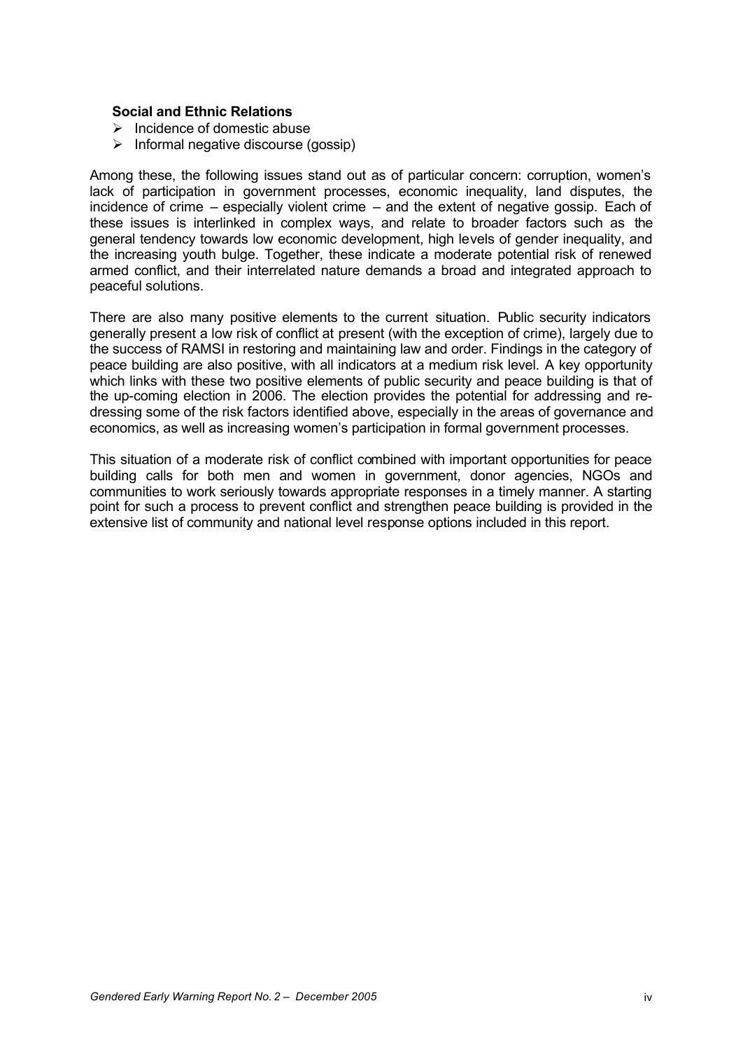**Social and Ethnic Relations**

- Incidence of domestic abuse
- Informal negative discourse (gossip)

Among these, the following issues stand out as of particular concern: corruption, women's lack of participation in government processes, economic inequality, land disputes, the incidence of crime – especially violent crime – and the extent of negative gossip. Each of these issues is interlinked in complex ways, and relate to broader factors such as the general tendency towards low economic development, high levels of gender inequality, and the increasing youth bulge. Together, these indicate a moderate potential risk of renewed armed conflict, and their interrelated nature demands a broad and integrated approach to peaceful solutions.

There are also many positive elements to the current situation. Public security indicators generally present a low risk of conflict at present (with the exception of crime), largely due to the success of RAMSI in restoring and maintaining law and order. Findings in the category of peace building are also positive, with all indicators at a medium risk level. A key opportunity which links with these two positive elements of public security and peace building is that of the up-coming election in 2006. The election provides the potential for addressing and re-dressing some of the risk factors identified above, especially in the areas of governance and economics, as well as increasing women's participation in formal government processes.

This situation of a moderate risk of conflict combined with important opportunities for peace building calls for both men and women in government, donor agencies, NGOs and communities to work seriously towards appropriate responses in a timely manner. A starting point for such a process to prevent conflict and strengthen peace building is provided in the extensive list of community and national level response options included in this report.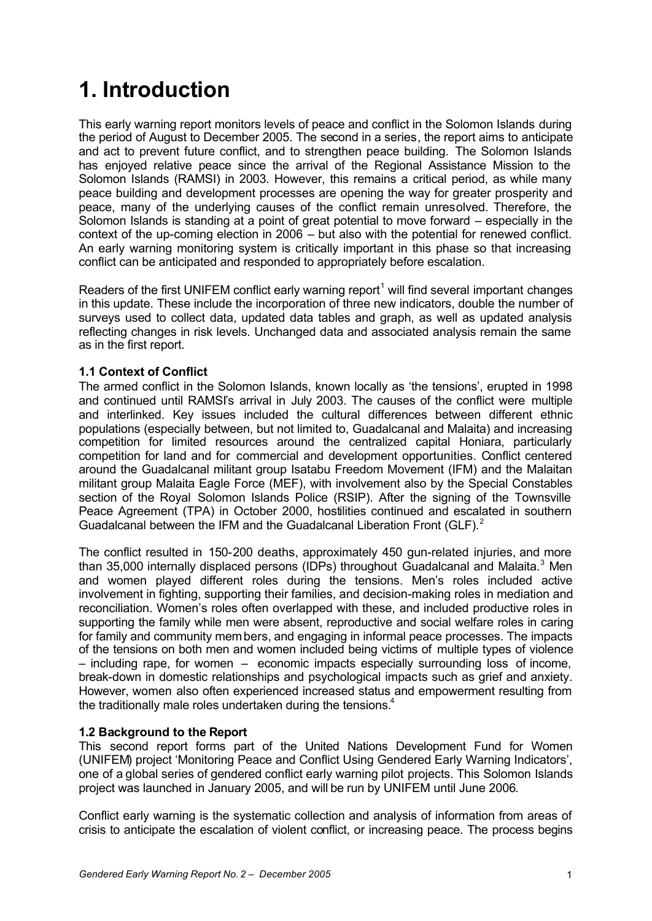# 1. Introduction

This early warning report monitors levels of peace and conflict in the Solomon Islands during the period of August to December 2005. The second in a series, the report aims to anticipate and act to prevent future conflict, and to strengthen peace building. The Solomon Islands has enjoyed relative peace since the arrival of the Regional Assistance Mission to the Solomon Islands (RAMSI) in 2003. However, this remains a critical period, as while many peace building and development processes are opening the way for greater prosperity and peace, many of the underlying causes of the conflict remain unresolved. Therefore, the Solomon Islands is standing at a point of great potential to move forward – especially in the context of the up-coming election in 2006 – but also with the potential for renewed conflict. An early warning monitoring system is critically important in this phase so that increasing conflict can be anticipated and responded to appropriately before escalation.

Readers of the first UNIFEM conflict early warning report[1] will find several important changes in this update. These include the incorporation of three new indicators, double the number of surveys used to collect data, updated data tables and graph, as well as updated analysis reflecting changes in risk levels. Unchanged data and associated analysis remain the same as in the first report.

### 1.1 Context of Conflict

The armed conflict in the Solomon Islands, known locally as 'the tensions', erupted in 1998 and continued until RAMSI's arrival in July 2003. The causes of the conflict were multiple and interlinked. Key issues included the cultural differences between different ethnic populations (especially between, but not limited to, Guadalcanal and Malaita) and increasing competition for limited resources around the centralized capital Honiara, particularly competition for land and for commercial and development opportunities. Conflict centered around the Guadalcanal militant group Isatabu Freedom Movement (IFM) and the Malaitan militant group Malaita Eagle Force (MEF), with involvement also by the Special Constables section of the Royal Solomon Islands Police (RSIP). After the signing of the Townsville Peace Agreement (TPA) in October 2000, hostilities continued and escalated in southern Guadalcanal between the IFM and the Guadalcanal Liberation Front (GLF).[2]

The conflict resulted in 150-200 deaths, approximately 450 gun-related injuries, and more than 35,000 internally displaced persons (IDPs) throughout Guadalcanal and Malaita.[3] Men and women played different roles during the tensions. Men's roles included active involvement in fighting, supporting their families, and decision-making roles in mediation and reconciliation. Women's roles often overlapped with these, and included productive roles in supporting the family while men were absent, reproductive and social welfare roles in caring for family and community members, and engaging in informal peace processes. The impacts of the tensions on both men and women included being victims of multiple types of violence – including rape, for women – economic impacts especially surrounding loss of income, break-down in domestic relationships and psychological impacts such as grief and anxiety. However, women also often experienced increased status and empowerment resulting from the traditionally male roles undertaken during the tensions.[4]

### 1.2 Background to the Report

This second report forms part of the United Nations Development Fund for Women (UNIFEM) project 'Monitoring Peace and Conflict Using Gendered Early Warning Indicators', one of a global series of gendered conflict early warning pilot projects. This Solomon Islands project was launched in January 2005, and will be run by UNIFEM until June 2006.

Conflict early warning is the systematic collection and analysis of information from areas of crisis to anticipate the escalation of violent conflict, or increasing peace. The process begins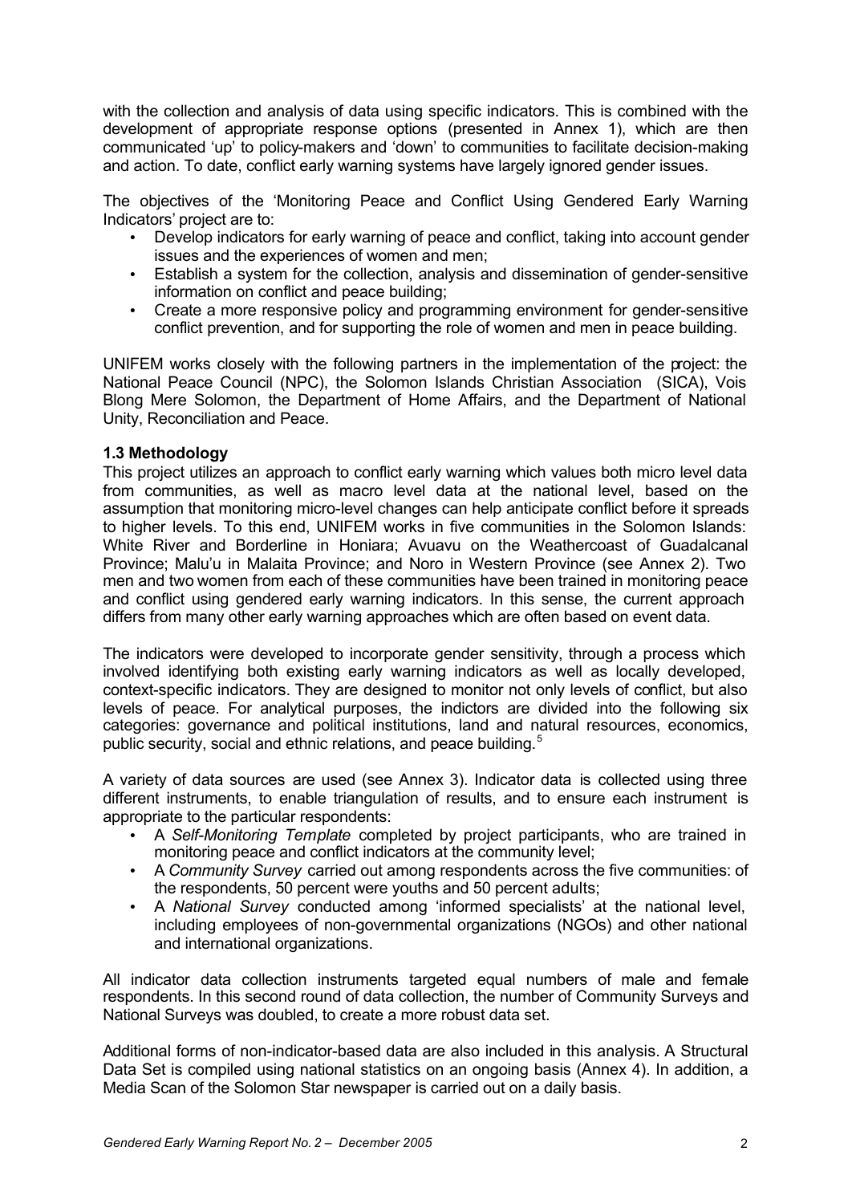with the collection and analysis of data using specific indicators. This is combined with the development of appropriate response options (presented in Annex 1), which are then communicated 'up' to policy-makers and 'down' to communities to facilitate decision-making and action. To date, conflict early warning systems have largely ignored gender issues.

The objectives of the 'Monitoring Peace and Conflict Using Gendered Early Warning Indicators' project are to:

- Develop indicators for early warning of peace and conflict, taking into account gender issues and the experiences of women and men;
- Establish a system for the collection, analysis and dissemination of gender-sensitive information on conflict and peace building;
- Create a more responsive policy and programming environment for gender-sensitive conflict prevention, and for supporting the role of women and men in peace building.

UNIFEM works closely with the following partners in the implementation of the project: the National Peace Council (NPC), the Solomon Islands Christian Association (SICA), Vois Blong Mere Solomon, the Department of Home Affairs, and the Department of National Unity, Reconciliation and Peace.

### 1.3 Methodology

This project utilizes an approach to conflict early warning which values both micro level data from communities, as well as macro level data at the national level, based on the assumption that monitoring micro-level changes can help anticipate conflict before it spreads to higher levels. To this end, UNIFEM works in five communities in the Solomon Islands: White River and Borderline in Honiara; Avuavu on the Weathercoast of Guadalcanal Province; Malu'u in Malaita Province; and Noro in Western Province (see Annex 2). Two men and two women from each of these communities have been trained in monitoring peace and conflict using gendered early warning indicators. In this sense, the current approach differs from many other early warning approaches which are often based on event data.

The indicators were developed to incorporate gender sensitivity, through a process which involved identifying both existing early warning indicators as well as locally developed, context-specific indicators. They are designed to monitor not only levels of conflict, but also levels of peace. For analytical purposes, the indictors are divided into the following six categories: governance and political institutions, land and natural resources, economics, public security, social and ethnic relations, and peace building.[5]

A variety of data sources are used (see Annex 3). Indicator data is collected using three different instruments, to enable triangulation of results, and to ensure each instrument is appropriate to the particular respondents:

- A *Self-Monitoring Template* completed by project participants, who are trained in monitoring peace and conflict indicators at the community level;
- A *Community Survey* carried out among respondents across the five communities: of the respondents, 50 percent were youths and 50 percent adults;
- A *National Survey* conducted among 'informed specialists' at the national level, including employees of non-governmental organizations (NGOs) and other national and international organizations.

All indicator data collection instruments targeted equal numbers of male and female respondents. In this second round of data collection, the number of Community Surveys and National Surveys was doubled, to create a more robust data set.

Additional forms of non-indicator-based data are also included in this analysis. A Structural Data Set is compiled using national statistics on an ongoing basis (Annex 4). In addition, a Media Scan of the Solomon Star newspaper is carried out on a daily basis.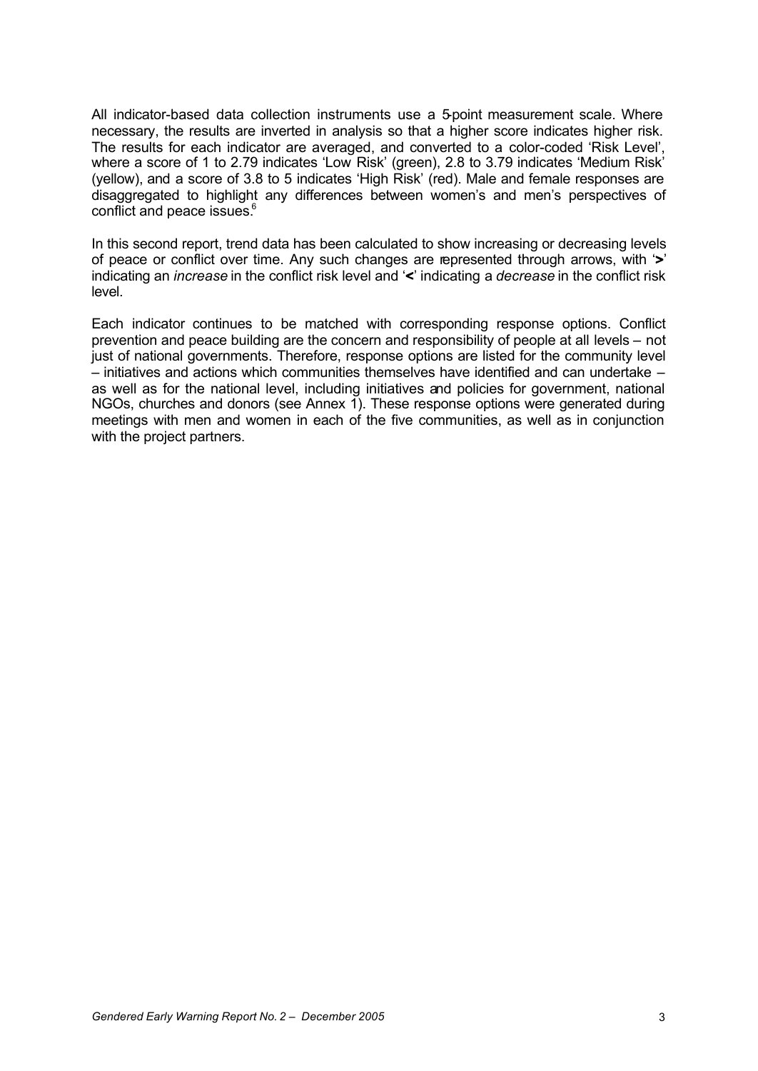All indicator-based data collection instruments use a 5-point measurement scale. Where necessary, the results are inverted in analysis so that a higher score indicates higher risk. The results for each indicator are averaged, and converted to a color-coded 'Risk Level', where a score of 1 to 2.79 indicates 'Low Risk' (green), 2.8 to 3.79 indicates 'Medium Risk' (yellow), and a score of 3.8 to 5 indicates 'High Risk' (red). Male and female responses are disaggregated to highlight any differences between women's and men's perspectives of conflict and peace issues.[6]

In this second report, trend data has been calculated to show increasing or decreasing levels of peace or conflict over time. Any such changes are represented through arrows, with '**>**' indicating an *increase* in the conflict risk level and '**<**' indicating a *decrease* in the conflict risk level.

Each indicator continues to be matched with corresponding response options. Conflict prevention and peace building are the concern and responsibility of people at all levels – not just of national governments. Therefore, response options are listed for the community level – initiatives and actions which communities themselves have identified and can undertake – as well as for the national level, including initiatives and policies for government, national NGOs, churches and donors (see Annex 1). These response options were generated during meetings with men and women in each of the five communities, as well as in conjunction with the project partners.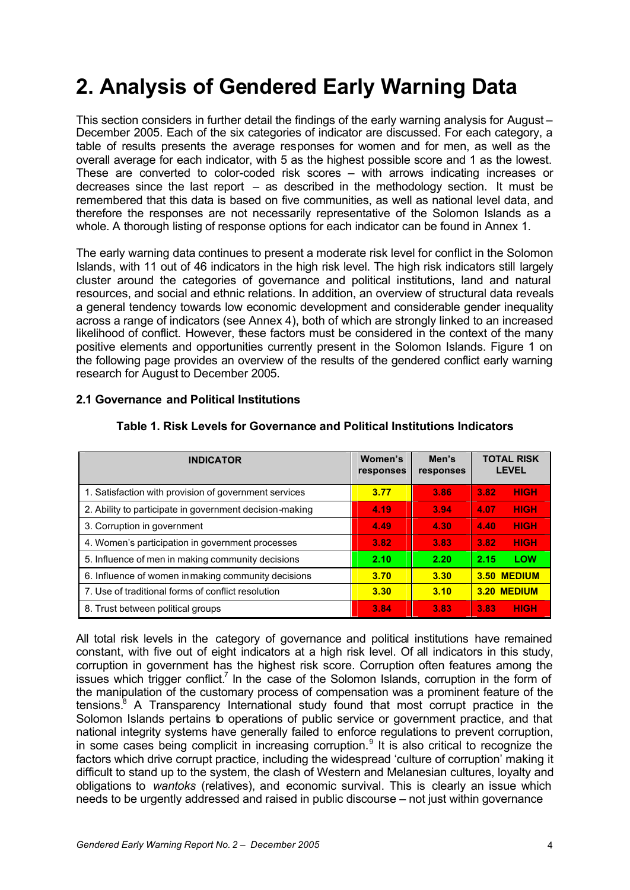# 2. Analysis of Gendered Early Warning Data

This section considers in further detail the findings of the early warning analysis for August – December 2005. Each of the six categories of indicator are discussed. For each category, a table of results presents the average responses for women and for men, as well as the overall average for each indicator, with 5 as the highest possible score and 1 as the lowest. These are converted to color-coded risk scores – with arrows indicating increases or decreases since the last report – as described in the methodology section. It must be remembered that this data is based on five communities, as well as national level data, and therefore the responses are not necessarily representative of the Solomon Islands as a whole. A thorough listing of response options for each indicator can be found in Annex 1.

The early warning data continues to present a moderate risk level for conflict in the Solomon Islands, with 11 out of 46 indicators in the high risk level. The high risk indicators still largely cluster around the categories of governance and political institutions, land and natural resources, and social and ethnic relations. In addition, an overview of structural data reveals a general tendency towards low economic development and considerable gender inequality across a range of indicators (see Annex 4), both of which are strongly linked to an increased likelihood of conflict. However, these factors must be considered in the context of the many positive elements and opportunities currently present in the Solomon Islands. Figure 1 on the following page provides an overview of the results of the gendered conflict early warning research for August to December 2005.

### 2.1 Governance and Political Institutions

**Table 1. Risk Levels for Governance and Political Institutions Indicators**

| INDICATOR | Women's responses | Men's responses | TOTAL RISK LEVEL |
|---|---|---|---|
| 1. Satisfaction with provision of government services | 3.77 | 3.86 | 3.82 HIGH |
| 2. Ability to participate in government decision-making | 4.19 | 3.94 | 4.07 HIGH |
| 3. Corruption in government | 4.49 | 4.30 | 4.40 HIGH |
| 4. Women's participation in government processes | 3.82 | 3.83 | 3.82 HIGH |
| 5. Influence of men in making community decisions | 2.10 | 2.20 | 2.15 LOW |
| 6. Influence of women in making community decisions | 3.70 | 3.30 | 3.50 MEDIUM |
| 7. Use of traditional forms of conflict resolution | 3.30 | 3.10 | 3.20 MEDIUM |
| 8. Trust between political groups | 3.84 | 3.83 | 3.83 HIGH |

All total risk levels in the category of governance and political institutions have remained constant, with five out of eight indicators at a high risk level. Of all indicators in this study, corruption in government has the highest risk score. Corruption often features among the issues which trigger conflict.[7] In the case of the Solomon Islands, corruption in the form of the manipulation of the customary process of compensation was a prominent feature of the tensions.[8] A Transparency International study found that most corrupt practice in the Solomon Islands pertains to operations of public service or government practice, and that national integrity systems have generally failed to enforce regulations to prevent corruption, in some cases being complicit in increasing corruption.[9] It is also critical to recognize the factors which drive corrupt practice, including the widespread 'culture of corruption' making it difficult to stand up to the system, the clash of Western and Melanesian cultures, loyalty and obligations to *wantoks* (relatives), and economic survival. This is clearly an issue which needs to be urgently addressed and raised in public discourse – not just within governance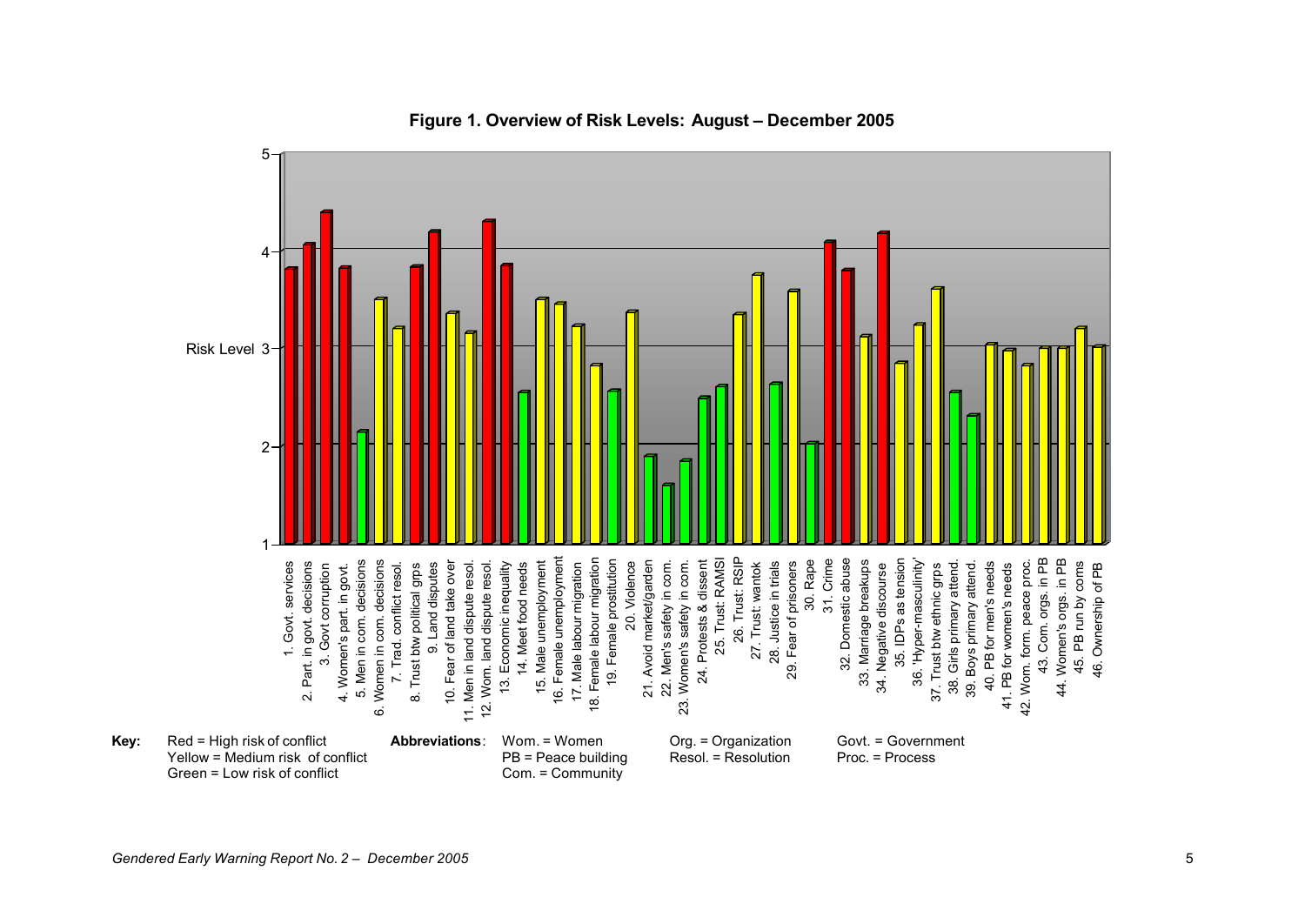**Figure 1. Overview of Risk Levels: August – December 2005**

Risk Level

1. Govt. services
2. Part. in govt. decisions
3. Govt corruption
4. Women's part. in govt.
5. Men in com. decisions
6. Women in com. decisions
7. Trad. conflict resol.
8. Trust btw political grps
9. Land disputes
10. Fear of land take over
11. Men in land dispute resol.
12. Wom. land dispute resol.
13. Economic inequality
14. Meet food needs
15. Male unemployment
16. Female unemployment
17. Male labour migration
18. Female labour migration
19. Female prostitution
20. Violence
21. Avoid market/garden
22. Men's safety in com.
23. Women's safety in com.
24. Protests & dissent
25. Trust: RAMSI
26. Trust: RSIP
27. Trust: wantok
28. Justice in trials
29. Fear of prisoners
30. Rape
31. Crime
32. Domestic abuse
33. Marriage breakups
34. Negative discourse
35. IDPs as tension
36. 'Hyper-masculinity'
37. Trust btw ethnic grps
38. Girls primary attend.
39. Boys primary attend.
40. PB for men's needs
41. PB for women's needs
42. Wom. form. peace proc.
43. Com. orgs. in PB
44. Women's orgs. in PB
45. PB run by coms
46. Ownership of PB

**Key:** Red = High risk of conflict
Yellow = Medium risk of conflict
Green = Low risk of conflict

**Abbreviations**: Wom. = Women; PB = Peace building; Com. = Community; Org. = Organization; Resol. = Resolution; Govt. = Government; Proc. = Process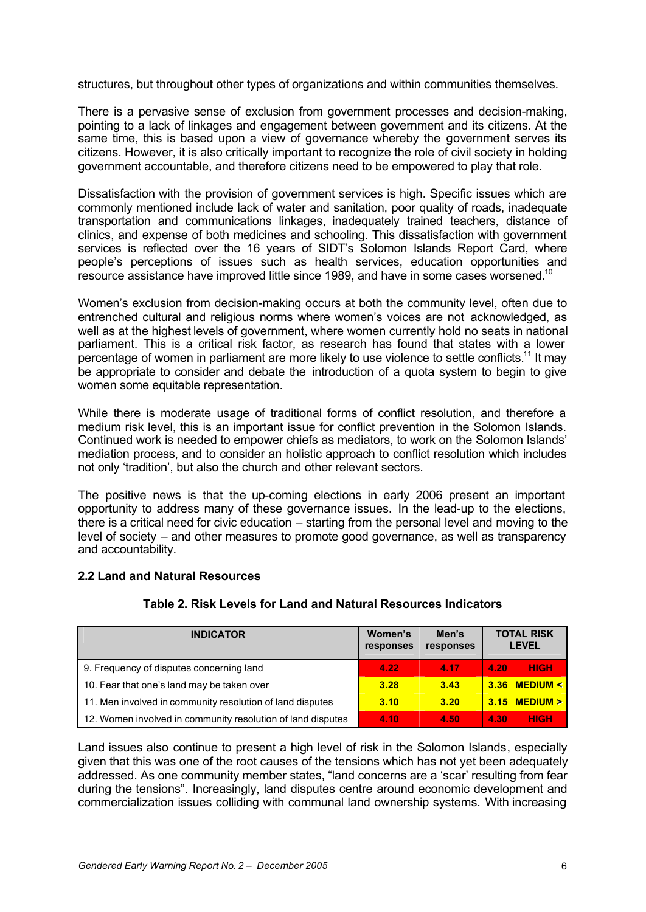structures, but throughout other types of organizations and within communities themselves.

There is a pervasive sense of exclusion from government processes and decision-making, pointing to a lack of linkages and engagement between government and its citizens. At the same time, this is based upon a view of governance whereby the government serves its citizens. However, it is also critically important to recognize the role of civil society in holding government accountable, and therefore citizens need to be empowered to play that role.

Dissatisfaction with the provision of government services is high. Specific issues which are commonly mentioned include lack of water and sanitation, poor quality of roads, inadequate transportation and communications linkages, inadequately trained teachers, distance of clinics, and expense of both medicines and schooling. This dissatisfaction with government services is reflected over the 16 years of SIDT's Solomon Islands Report Card, where people's perceptions of issues such as health services, education opportunities and resource assistance have improved little since 1989, and have in some cases worsened.[10]

Women's exclusion from decision-making occurs at both the community level, often due to entrenched cultural and religious norms where women's voices are not acknowledged, as well as at the highest levels of government, where women currently hold no seats in national parliament. This is a critical risk factor, as research has found that states with a lower percentage of women in parliament are more likely to use violence to settle conflicts.[11] It may be appropriate to consider and debate the introduction of a quota system to begin to give women some equitable representation.

While there is moderate usage of traditional forms of conflict resolution, and therefore a medium risk level, this is an important issue for conflict prevention in the Solomon Islands. Continued work is needed to empower chiefs as mediators, to work on the Solomon Islands' mediation process, and to consider an holistic approach to conflict resolution which includes not only 'tradition', but also the church and other relevant sectors.

The positive news is that the up-coming elections in early 2006 present an important opportunity to address many of these governance issues. In the lead-up to the elections, there is a critical need for civic education – starting from the personal level and moving to the level of society – and other measures to promote good governance, as well as transparency and accountability.

### 2.2 Land and Natural Resources

**Table 2. Risk Levels for Land and Natural Resources Indicators**

| INDICATOR | Women's responses | Men's responses | TOTAL RISK LEVEL |
|---|---|---|---|
| 9. Frequency of disputes concerning land | 4.22 | 4.17 | 4.20 HIGH |
| 10. Fear that one's land may be taken over | 3.28 | 3.43 | 3.36 MEDIUM < |
| 11. Men involved in community resolution of land disputes | 3.10 | 3.20 | 3.15 MEDIUM > |
| 12. Women involved in community resolution of land disputes | 4.10 | 4.50 | 4.30 HIGH |

Land issues also continue to present a high level of risk in the Solomon Islands, especially given that this was one of the root causes of the tensions which has not yet been adequately addressed. As one community member states, "land concerns are a 'scar' resulting from fear during the tensions". Increasingly, land disputes centre around economic development and commercialization issues colliding with communal land ownership systems. With increasing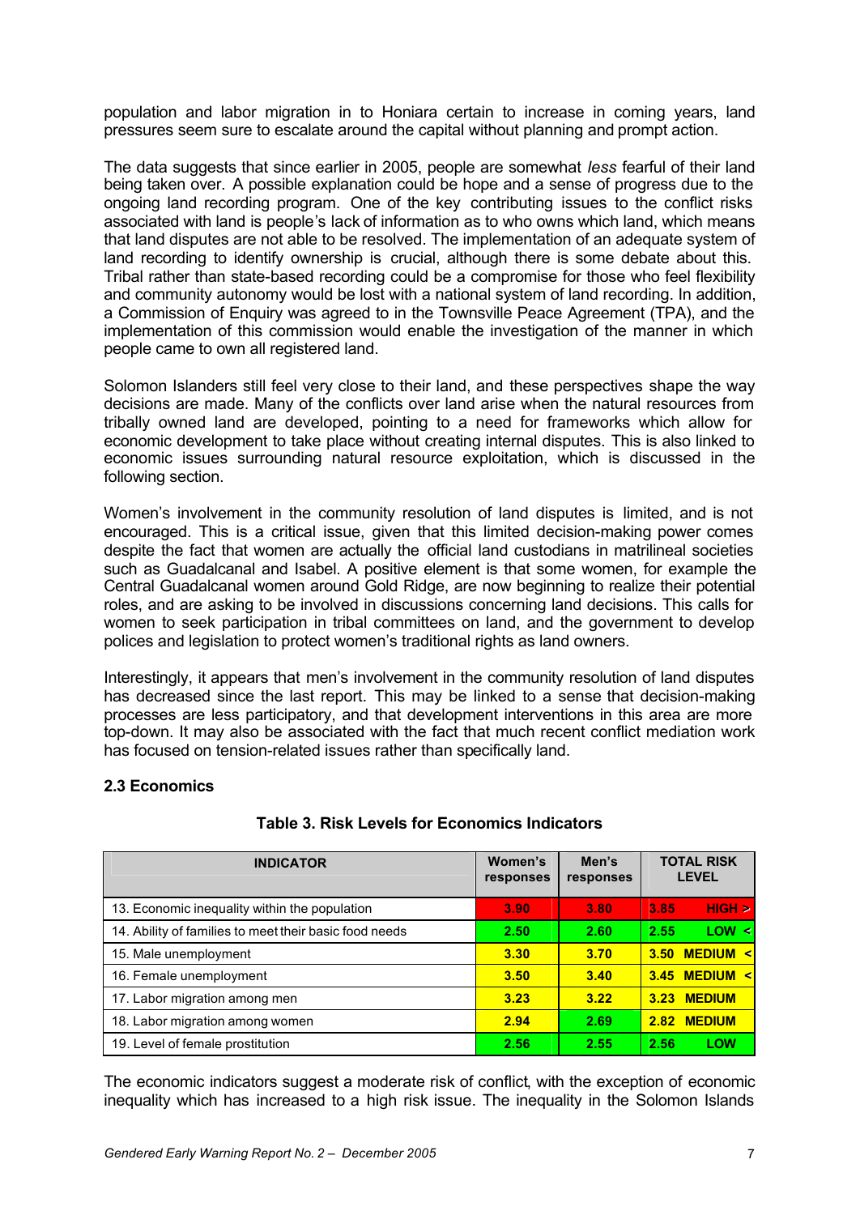population and labor migration in to Honiara certain to increase in coming years, land pressures seem sure to escalate around the capital without planning and prompt action.

The data suggests that since earlier in 2005, people are somewhat *less* fearful of their land being taken over. A possible explanation could be hope and a sense of progress due to the ongoing land recording program. One of the key contributing issues to the conflict risks associated with land is people's lack of information as to who owns which land, which means that land disputes are not able to be resolved. The implementation of an adequate system of land recording to identify ownership is crucial, although there is some debate about this. Tribal rather than state-based recording could be a compromise for those who feel flexibility and community autonomy would be lost with a national system of land recording. In addition, a Commission of Enquiry was agreed to in the Townsville Peace Agreement (TPA), and the implementation of this commission would enable the investigation of the manner in which people came to own all registered land.

Solomon Islanders still feel very close to their land, and these perspectives shape the way decisions are made. Many of the conflicts over land arise when the natural resources from tribally owned land are developed, pointing to a need for frameworks which allow for economic development to take place without creating internal disputes. This is also linked to economic issues surrounding natural resource exploitation, which is discussed in the following section.

Women's involvement in the community resolution of land disputes is limited, and is not encouraged. This is a critical issue, given that this limited decision-making power comes despite the fact that women are actually the official land custodians in matrilineal societies such as Guadalcanal and Isabel. A positive element is that some women, for example the Central Guadalcanal women around Gold Ridge, are now beginning to realize their potential roles, and are asking to be involved in discussions concerning land decisions. This calls for women to seek participation in tribal committees on land, and the government to develop polices and legislation to protect women's traditional rights as land owners.

Interestingly, it appears that men's involvement in the community resolution of land disputes has decreased since the last report. This may be linked to a sense that decision-making processes are less participatory, and that development interventions in this area are more top-down. It may also be associated with the fact that much recent conflict mediation work has focused on tension-related issues rather than specifically land.

### 2.3 Economics

**Table 3. Risk Levels for Economics Indicators**

| INDICATOR | Women's responses | Men's responses | TOTAL RISK LEVEL |
|---|---|---|---|
| 13. Economic inequality within the population | 3.90 | 3.80 | 3.85 HIGH > |
| 14. Ability of families to meet their basic food needs | 2.50 | 2.60 | 2.55 LOW < |
| 15. Male unemployment | 3.30 | 3.70 | 3.50 MEDIUM < |
| 16. Female unemployment | 3.50 | 3.40 | 3.45 MEDIUM < |
| 17. Labor migration among men | 3.23 | 3.22 | 3.23 MEDIUM |
| 18. Labor migration among women | 2.94 | 2.69 | 2.82 MEDIUM |
| 19. Level of female prostitution | 2.56 | 2.55 | 2.56 LOW |

The economic indicators suggest a moderate risk of conflict, with the exception of economic inequality which has increased to a high risk issue. The inequality in the Solomon Islands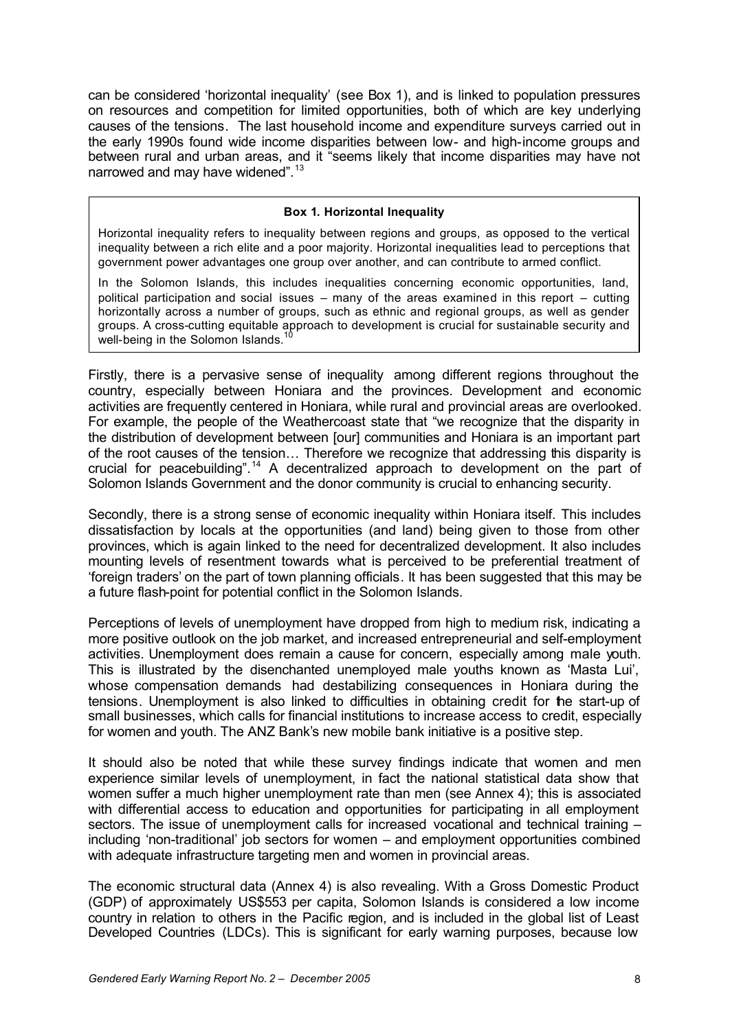can be considered 'horizontal inequality' (see Box 1), and is linked to population pressures on resources and competition for limited opportunities, both of which are key underlying causes of the tensions. The last household income and expenditure surveys carried out in the early 1990s found wide income disparities between low- and high-income groups and between rural and urban areas, and it "seems likely that income disparities may have not narrowed and may have widened".[13]

> **Box 1. Horizontal Inequality**
>
> Horizontal inequality refers to inequality between regions and groups, as opposed to the vertical inequality between a rich elite and a poor majority. Horizontal inequalities lead to perceptions that government power advantages one group over another, and can contribute to armed conflict.
>
> In the Solomon Islands, this includes inequalities concerning economic opportunities, land, political participation and social issues – many of the areas examined in this report – cutting horizontally across a number of groups, such as ethnic and regional groups, as well as gender groups. A cross-cutting equitable approach to development is crucial for sustainable security and well-being in the Solomon Islands.[10]

Firstly, there is a pervasive sense of inequality among different regions throughout the country, especially between Honiara and the provinces. Development and economic activities are frequently centered in Honiara, while rural and provincial areas are overlooked. For example, the people of the Weathercoast state that "we recognize that the disparity in the distribution of development between [our] communities and Honiara is an important part of the root causes of the tension… Therefore we recognize that addressing this disparity is crucial for peacebuilding".[14] A decentralized approach to development on the part of Solomon Islands Government and the donor community is crucial to enhancing security.

Secondly, there is a strong sense of economic inequality within Honiara itself. This includes dissatisfaction by locals at the opportunities (and land) being given to those from other provinces, which is again linked to the need for decentralized development. It also includes mounting levels of resentment towards what is perceived to be preferential treatment of 'foreign traders' on the part of town planning officials. It has been suggested that this may be a future flash-point for potential conflict in the Solomon Islands.

Perceptions of levels of unemployment have dropped from high to medium risk, indicating a more positive outlook on the job market, and increased entrepreneurial and self-employment activities. Unemployment does remain a cause for concern, especially among male youth. This is illustrated by the disenchanted unemployed male youths known as 'Masta Lui', whose compensation demands had destabilizing consequences in Honiara during the tensions. Unemployment is also linked to difficulties in obtaining credit for the start-up of small businesses, which calls for financial institutions to increase access to credit, especially for women and youth. The ANZ Bank's new mobile bank initiative is a positive step.

It should also be noted that while these survey findings indicate that women and men experience similar levels of unemployment, in fact the national statistical data show that women suffer a much higher unemployment rate than men (see Annex 4); this is associated with differential access to education and opportunities for participating in all employment sectors. The issue of unemployment calls for increased vocational and technical training – including 'non-traditional' job sectors for women – and employment opportunities combined with adequate infrastructure targeting men and women in provincial areas.

The economic structural data (Annex 4) is also revealing. With a Gross Domestic Product (GDP) of approximately US$553 per capita, Solomon Islands is considered a low income country in relation to others in the Pacific region, and is included in the global list of Least Developed Countries (LDCs). This is significant for early warning purposes, because low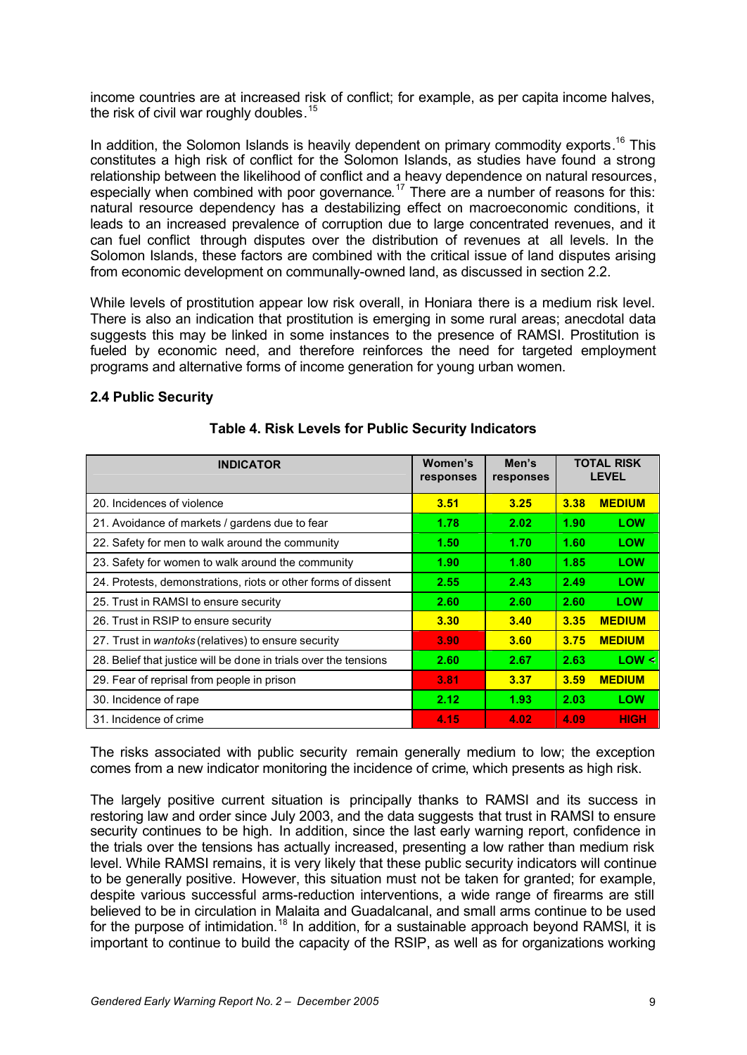income countries are at increased risk of conflict; for example, as per capita income halves, the risk of civil war roughly doubles.[15]

In addition, the Solomon Islands is heavily dependent on primary commodity exports.[16] This constitutes a high risk of conflict for the Solomon Islands, as studies have found a strong relationship between the likelihood of conflict and a heavy dependence on natural resources, especially when combined with poor governance.[17] There are a number of reasons for this: natural resource dependency has a destabilizing effect on macroeconomic conditions, it leads to an increased prevalence of corruption due to large concentrated revenues, and it can fuel conflict through disputes over the distribution of revenues at all levels. In the Solomon Islands, these factors are combined with the critical issue of land disputes arising from economic development on communally-owned land, as discussed in section 2.2.

While levels of prostitution appear low risk overall, in Honiara there is a medium risk level. There is also an indication that prostitution is emerging in some rural areas; anecdotal data suggests this may be linked in some instances to the presence of RAMSI. Prostitution is fueled by economic need, and therefore reinforces the need for targeted employment programs and alternative forms of income generation for young urban women.

### 2.4 Public Security

**Table 4. Risk Levels for Public Security Indicators**

| INDICATOR | Women's responses | Men's responses | TOTAL RISK LEVEL | |
|---|---|---|---|---|
| 20. Incidences of violence | 3.51 | 3.25 | 3.38 | MEDIUM |
| 21. Avoidance of markets / gardens due to fear | 1.78 | 2.02 | 1.90 | LOW |
| 22. Safety for men to walk around the community | 1.50 | 1.70 | 1.60 | LOW |
| 23. Safety for women to walk around the community | 1.90 | 1.80 | 1.85 | LOW |
| 24. Protests, demonstrations, riots or other forms of dissent | 2.55 | 2.43 | 2.49 | LOW |
| 25. Trust in RAMSI to ensure security | 2.60 | 2.60 | 2.60 | LOW |
| 26. Trust in RSIP to ensure security | 3.30 | 3.40 | 3.35 | MEDIUM |
| 27. Trust in *wantoks* (relatives) to ensure security | 3.90 | 3.60 | 3.75 | MEDIUM |
| 28. Belief that justice will be done in trials over the tensions | 2.60 | 2.67 | 2.63 | LOW < |
| 29. Fear of reprisal from people in prison | 3.81 | 3.37 | 3.59 | MEDIUM |
| 30. Incidence of rape | 2.12 | 1.93 | 2.03 | LOW |
| 31. Incidence of crime | 4.15 | 4.02 | 4.09 | HIGH |

The risks associated with public security remain generally medium to low; the exception comes from a new indicator monitoring the incidence of crime, which presents as high risk.

The largely positive current situation is principally thanks to RAMSI and its success in restoring law and order since July 2003, and the data suggests that trust in RAMSI to ensure security continues to be high. In addition, since the last early warning report, confidence in the trials over the tensions has actually increased, presenting a low rather than medium risk level. While RAMSI remains, it is very likely that these public security indicators will continue to be generally positive. However, this situation must not be taken for granted; for example, despite various successful arms-reduction interventions, a wide range of firearms are still believed to be in circulation in Malaita and Guadalcanal, and small arms continue to be used for the purpose of intimidation.[18] In addition, for a sustainable approach beyond RAMSI, it is important to continue to build the capacity of the RSIP, as well as for organizations working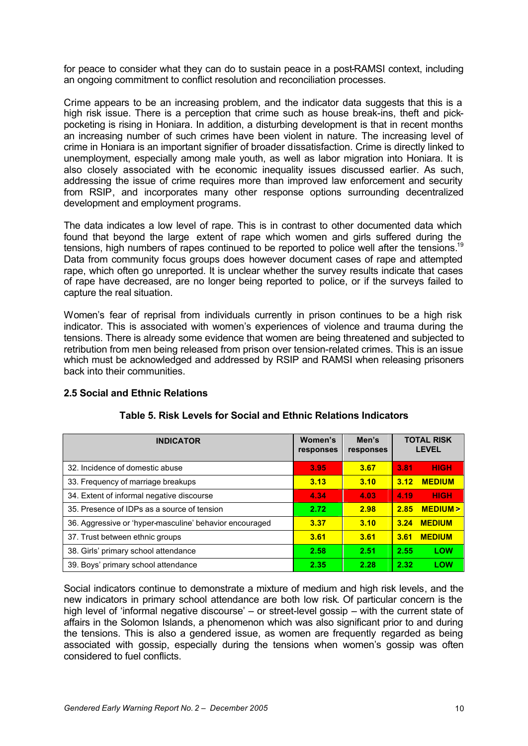for peace to consider what they can do to sustain peace in a post-RAMSI context, including an ongoing commitment to conflict resolution and reconciliation processes.

Crime appears to be an increasing problem, and the indicator data suggests that this is a high risk issue. There is a perception that crime such as house break-ins, theft and pick-pocketing is rising in Honiara. In addition, a disturbing development is that in recent months an increasing number of such crimes have been violent in nature. The increasing level of crime in Honiara is an important signifier of broader dissatisfaction. Crime is directly linked to unemployment, especially among male youth, as well as labor migration into Honiara. It is also closely associated with the economic inequality issues discussed earlier. As such, addressing the issue of crime requires more than improved law enforcement and security from RSIP, and incorporates many other response options surrounding decentralized development and employment programs.

The data indicates a low level of rape. This is in contrast to other documented data which found that beyond the large extent of rape which women and girls suffered during the tensions, high numbers of rapes continued to be reported to police well after the tensions.[19] Data from community focus groups does however document cases of rape and attempted rape, which often go unreported. It is unclear whether the survey results indicate that cases of rape have decreased, are no longer being reported to police, or if the surveys failed to capture the real situation.

Women's fear of reprisal from individuals currently in prison continues to be a high risk indicator. This is associated with women's experiences of violence and trauma during the tensions. There is already some evidence that women are being threatened and subjected to retribution from men being released from prison over tension-related crimes. This is an issue which must be acknowledged and addressed by RSIP and RAMSI when releasing prisoners back into their communities.

## 2.5 Social and Ethnic Relations

**Table 5. Risk Levels for Social and Ethnic Relations Indicators**

| INDICATOR | Women's responses | Men's responses | TOTAL RISK LEVEL | |
|---|---|---|---|---|
| 32. Incidence of domestic abuse | 3.95 | 3.67 | 3.81 | HIGH |
| 33. Frequency of marriage breakups | 3.13 | 3.10 | 3.12 | MEDIUM |
| 34. Extent of informal negative discourse | 4.34 | 4.03 | 4.19 | HIGH |
| 35. Presence of IDPs as a source of tension | 2.72 | 2.98 | 2.85 | MEDIUM > |
| 36. Aggressive or 'hyper-masculine' behavior encouraged | 3.37 | 3.10 | 3.24 | MEDIUM |
| 37. Trust between ethnic groups | 3.61 | 3.61 | 3.61 | MEDIUM |
| 38. Girls' primary school attendance | 2.58 | 2.51 | 2.55 | LOW |
| 39. Boys' primary school attendance | 2.35 | 2.28 | 2.32 | LOW |

Social indicators continue to demonstrate a mixture of medium and high risk levels, and the new indicators in primary school attendance are both low risk. Of particular concern is the high level of 'informal negative discourse' – or street-level gossip – with the current state of affairs in the Solomon Islands, a phenomenon which was also significant prior to and during the tensions. This is also a gendered issue, as women are frequently regarded as being associated with gossip, especially during the tensions when women's gossip was often considered to fuel conflicts.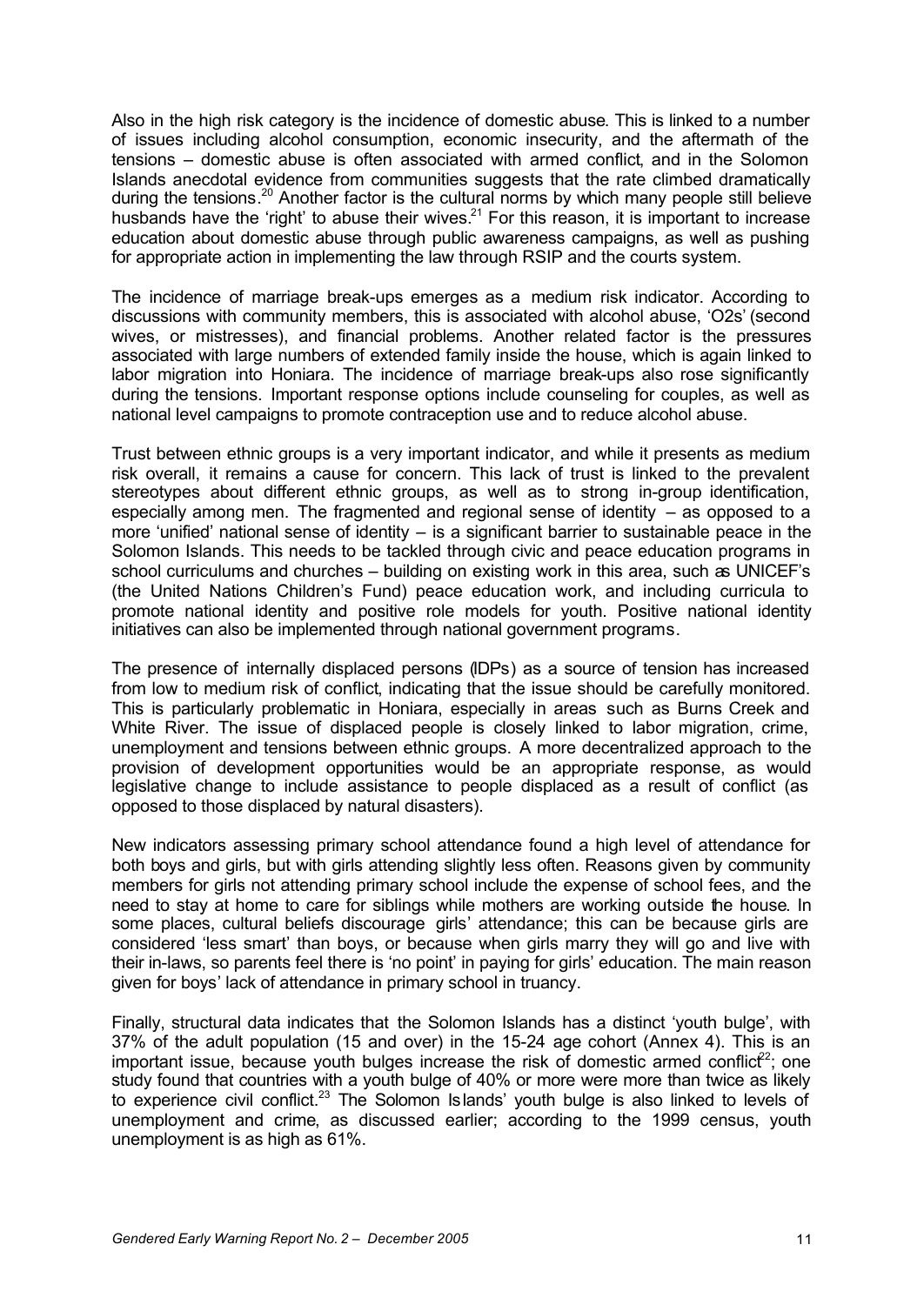Also in the high risk category is the incidence of domestic abuse. This is linked to a number of issues including alcohol consumption, economic insecurity, and the aftermath of the tensions – domestic abuse is often associated with armed conflict, and in the Solomon Islands anecdotal evidence from communities suggests that the rate climbed dramatically during the tensions.[20] Another factor is the cultural norms by which many people still believe husbands have the 'right' to abuse their wives.[21] For this reason, it is important to increase education about domestic abuse through public awareness campaigns, as well as pushing for appropriate action in implementing the law through RSIP and the courts system.

The incidence of marriage break-ups emerges as a medium risk indicator. According to discussions with community members, this is associated with alcohol abuse, 'O2s' (second wives, or mistresses), and financial problems. Another related factor is the pressures associated with large numbers of extended family inside the house, which is again linked to labor migration into Honiara. The incidence of marriage break-ups also rose significantly during the tensions. Important response options include counseling for couples, as well as national level campaigns to promote contraception use and to reduce alcohol abuse.

Trust between ethnic groups is a very important indicator, and while it presents as medium risk overall, it remains a cause for concern. This lack of trust is linked to the prevalent stereotypes about different ethnic groups, as well as to strong in-group identification, especially among men. The fragmented and regional sense of identity – as opposed to a more 'unified' national sense of identity – is a significant barrier to sustainable peace in the Solomon Islands. This needs to be tackled through civic and peace education programs in school curriculums and churches – building on existing work in this area, such as UNICEF's (the United Nations Children's Fund) peace education work, and including curricula to promote national identity and positive role models for youth. Positive national identity initiatives can also be implemented through national government programs.

The presence of internally displaced persons (IDPs) as a source of tension has increased from low to medium risk of conflict, indicating that the issue should be carefully monitored. This is particularly problematic in Honiara, especially in areas such as Burns Creek and White River. The issue of displaced people is closely linked to labor migration, crime, unemployment and tensions between ethnic groups. A more decentralized approach to the provision of development opportunities would be an appropriate response, as would legislative change to include assistance to people displaced as a result of conflict (as opposed to those displaced by natural disasters).

New indicators assessing primary school attendance found a high level of attendance for both boys and girls, but with girls attending slightly less often. Reasons given by community members for girls not attending primary school include the expense of school fees, and the need to stay at home to care for siblings while mothers are working outside the house. In some places, cultural beliefs discourage girls' attendance; this can be because girls are considered 'less smart' than boys, or because when girls marry they will go and live with their in-laws, so parents feel there is 'no point' in paying for girls' education. The main reason given for boys' lack of attendance in primary school in truancy.

Finally, structural data indicates that the Solomon Islands has a distinct 'youth bulge', with 37% of the adult population (15 and over) in the 15-24 age cohort (Annex 4). This is an important issue, because youth bulges increase the risk of domestic armed conflict[22]; one study found that countries with a youth bulge of 40% or more were more than twice as likely to experience civil conflict.[23] The Solomon Islands' youth bulge is also linked to levels of unemployment and crime, as discussed earlier; according to the 1999 census, youth unemployment is as high as 61%.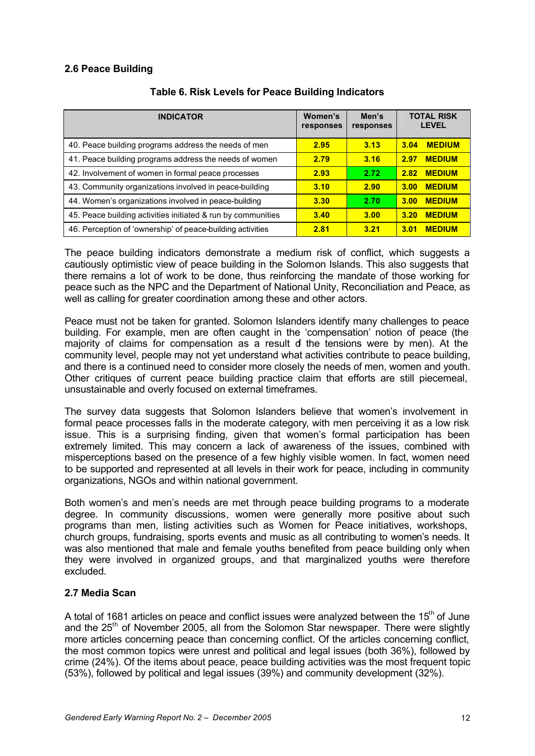### 2.6 Peace Building

**Table 6. Risk Levels for Peace Building Indicators**

| INDICATOR | Women's responses | Men's responses | TOTAL RISK LEVEL | |
|---|---|---|---|---|
| 40. Peace building programs address the needs of men | 2.95 | 3.13 | 3.04 | MEDIUM |
| 41. Peace building programs address the needs of women | 2.79 | 3.16 | 2.97 | MEDIUM |
| 42. Involvement of women in formal peace processes | 2.93 | 2.72 | 2.82 | MEDIUM |
| 43. Community organizations involved in peace-building | 3.10 | 2.90 | 3.00 | MEDIUM |
| 44. Women's organizations involved in peace-building | 3.30 | 2.70 | 3.00 | MEDIUM |
| 45. Peace building activities initiated & run by communities | 3.40 | 3.00 | 3.20 | MEDIUM |
| 46. Perception of 'ownership' of peace-building activities | 2.81 | 3.21 | 3.01 | MEDIUM |

The peace building indicators demonstrate a medium risk of conflict, which suggests a cautiously optimistic view of peace building in the Solomon Islands. This also suggests that there remains a lot of work to be done, thus reinforcing the mandate of those working for peace such as the NPC and the Department of National Unity, Reconciliation and Peace, as well as calling for greater coordination among these and other actors.

Peace must not be taken for granted. Solomon Islanders identify many challenges to peace building. For example, men are often caught in the 'compensation' notion of peace (the majority of claims for compensation as a result of the tensions were by men). At the community level, people may not yet understand what activities contribute to peace building, and there is a continued need to consider more closely the needs of men, women and youth. Other critiques of current peace building practice claim that efforts are still piecemeal, unsustainable and overly focused on external timeframes.

The survey data suggests that Solomon Islanders believe that women's involvement in formal peace processes falls in the moderate category, with men perceiving it as a low risk issue. This is a surprising finding, given that women's formal participation has been extremely limited. This may concern a lack of awareness of the issues, combined with misperceptions based on the presence of a few highly visible women. In fact, women need to be supported and represented at all levels in their work for peace, including in community organizations, NGOs and within national government.

Both women's and men's needs are met through peace building programs to a moderate degree. In community discussions, women were generally more positive about such programs than men, listing activities such as Women for Peace initiatives, workshops, church groups, fundraising, sports events and music as all contributing to women's needs. It was also mentioned that male and female youths benefited from peace building only when they were involved in organized groups, and that marginalized youths were therefore excluded.

### 2.7 Media Scan

A total of 1681 articles on peace and conflict issues were analyzed between the 15th of June and the 25th of November 2005, all from the Solomon Star newspaper. There were slightly more articles concerning peace than concerning conflict. Of the articles concerning conflict, the most common topics were unrest and political and legal issues (both 36%), followed by crime (24%). Of the items about peace, peace building activities was the most frequent topic (53%), followed by political and legal issues (39%) and community development (32%).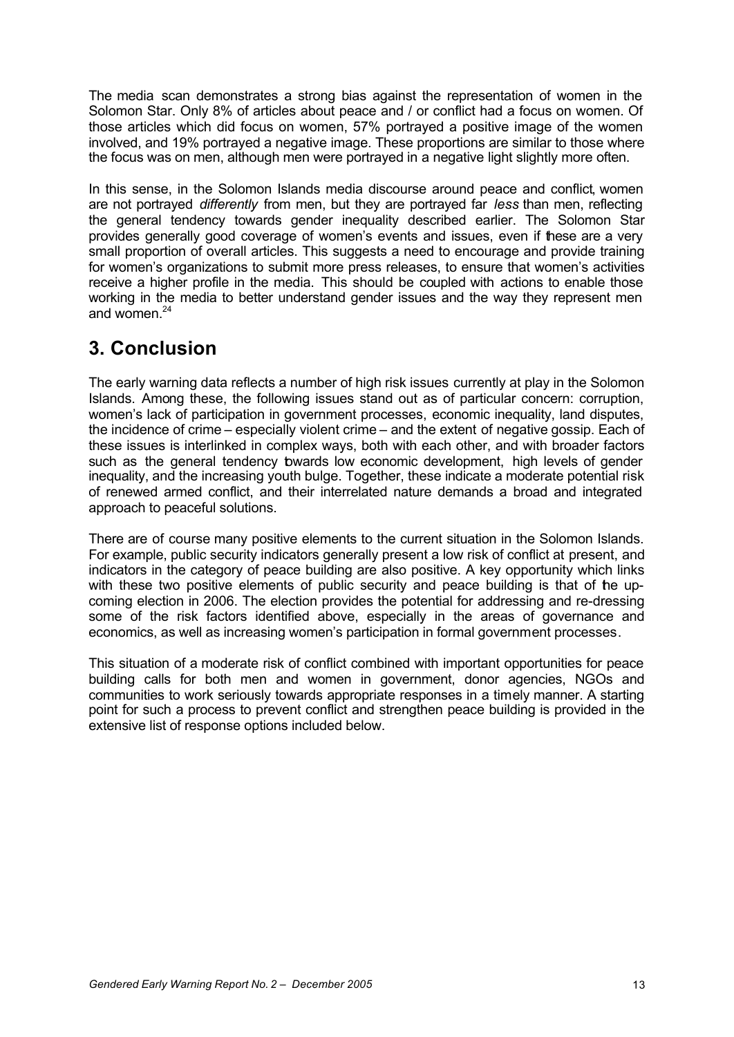The media scan demonstrates a strong bias against the representation of women in the Solomon Star. Only 8% of articles about peace and / or conflict had a focus on women. Of those articles which did focus on women, 57% portrayed a positive image of the women involved, and 19% portrayed a negative image. These proportions are similar to those where the focus was on men, although men were portrayed in a negative light slightly more often.

In this sense, in the Solomon Islands media discourse around peace and conflict, women are not portrayed *differently* from men, but they are portrayed far *less* than men, reflecting the general tendency towards gender inequality described earlier. The Solomon Star provides generally good coverage of women's events and issues, even if these are a very small proportion of overall articles. This suggests a need to encourage and provide training for women's organizations to submit more press releases, to ensure that women's activities receive a higher profile in the media. This should be coupled with actions to enable those working in the media to better understand gender issues and the way they represent men and women.[24]

# 3. Conclusion

The early warning data reflects a number of high risk issues currently at play in the Solomon Islands. Among these, the following issues stand out as of particular concern: corruption, women's lack of participation in government processes, economic inequality, land disputes, the incidence of crime – especially violent crime – and the extent of negative gossip. Each of these issues is interlinked in complex ways, both with each other, and with broader factors such as the general tendency towards low economic development, high levels of gender inequality, and the increasing youth bulge. Together, these indicate a moderate potential risk of renewed armed conflict, and their interrelated nature demands a broad and integrated approach to peaceful solutions.

There are of course many positive elements to the current situation in the Solomon Islands. For example, public security indicators generally present a low risk of conflict at present, and indicators in the category of peace building are also positive. A key opportunity which links with these two positive elements of public security and peace building is that of the up-coming election in 2006. The election provides the potential for addressing and re-dressing some of the risk factors identified above, especially in the areas of governance and economics, as well as increasing women's participation in formal government processes.

This situation of a moderate risk of conflict combined with important opportunities for peace building calls for both men and women in government, donor agencies, NGOs and communities to work seriously towards appropriate responses in a timely manner. A starting point for such a process to prevent conflict and strengthen peace building is provided in the extensive list of response options included below.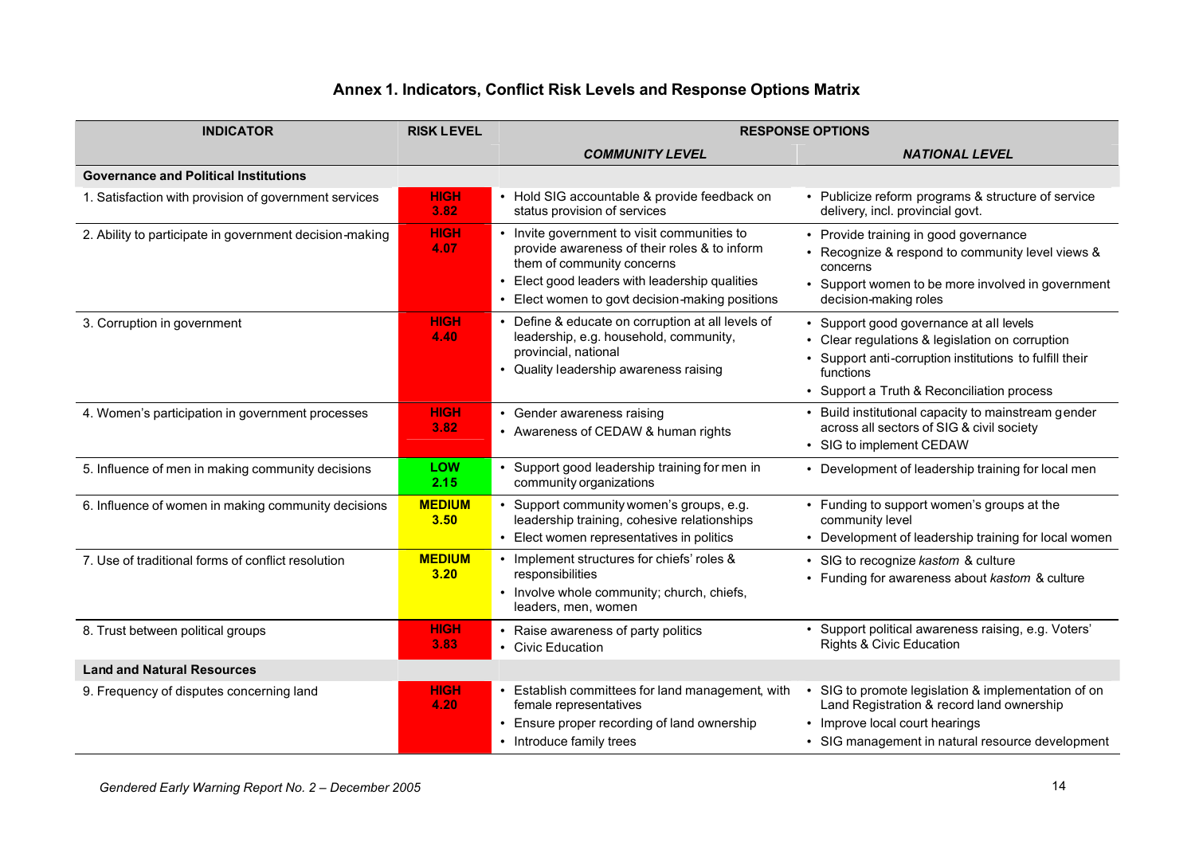## Annex 1. Indicators, Conflict Risk Levels and Response Options Matrix

| INDICATOR | RISK LEVEL | RESPONSE OPTIONS | |
|---|---|---|---|
| | | *COMMUNITY LEVEL* | *NATIONAL LEVEL* |
| **Governance and Political Institutions** | | | |
| 1. Satisfaction with provision of government services | **HIGH 3.82** | • Hold SIG accountable & provide feedback on status provision of services | • Publicize reform programs & structure of service delivery, incl. provincial govt. |
| 2. Ability to participate in government decision-making | **HIGH 4.07** | • Invite government to visit communities to provide awareness of their roles & to inform them of community concerns<br>• Elect good leaders with leadership qualities<br>• Elect women to govt decision-making positions | • Provide training in good governance<br>• Recognize & respond to community level views & concerns<br>• Support women to be more involved in government decision-making roles |
| 3. Corruption in government | **HIGH 4.40** | • Define & educate on corruption at all levels of leadership, e.g. household, community, provincial, national<br>• Quality leadership awareness raising | • Support good governance at all levels<br>• Clear regulations & legislation on corruption<br>• Support anti-corruption institutions to fulfill their functions<br>• Support a Truth & Reconciliation process |
| 4. Women's participation in government processes | **HIGH 3.82** | • Gender awareness raising<br>• Awareness of CEDAW & human rights | • Build institutional capacity to mainstream gender across all sectors of SIG & civil society<br>• SIG to implement CEDAW |
| 5. Influence of men in making community decisions | **LOW 2.15** | • Support good leadership training for men in community organizations | • Development of leadership training for local men |
| 6. Influence of women in making community decisions | **MEDIUM 3.50** | • Support community women's groups, e.g. leadership training, cohesive relationships<br>• Elect women representatives in politics | • Funding to support women's groups at the community level<br>• Development of leadership training for local women |
| 7. Use of traditional forms of conflict resolution | **MEDIUM 3.20** | • Implement structures for chiefs' roles & responsibilities<br>• Involve whole community; church, chiefs, leaders, men, women | • SIG to recognize *kastom* & culture<br>• Funding for awareness about *kastom* & culture |
| 8. Trust between political groups | **HIGH 3.83** | • Raise awareness of party politics<br>• Civic Education | • Support political awareness raising, e.g. Voters' Rights & Civic Education |
| **Land and Natural Resources** | | | |
| 9. Frequency of disputes concerning land | **HIGH 4.20** | • Establish committees for land management, with female representatives<br>• Ensure proper recording of land ownership<br>• Introduce family trees | • SIG to promote legislation & implementation of on Land Registration & record land ownership<br>• Improve local court hearings<br>• SIG management in natural resource development |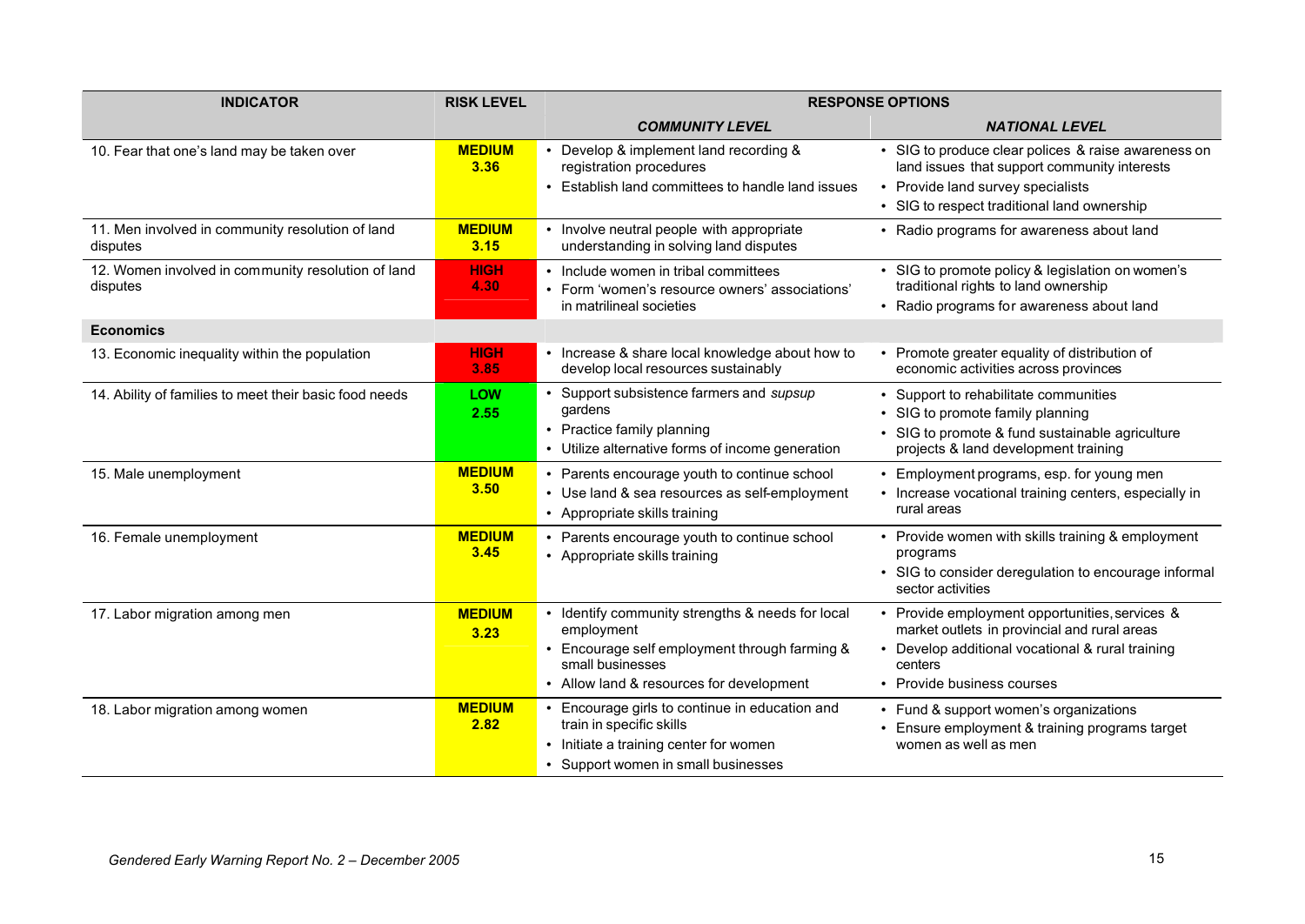| INDICATOR | RISK LEVEL | RESPONSE OPTIONS | |
|---|---|---|---|
| | | ***COMMUNITY LEVEL*** | ***NATIONAL LEVEL*** |
| 10. Fear that one's land may be taken over | **MEDIUM 3.36** | • Develop & implement land recording & registration procedures<br>• Establish land committees to handle land issues | • SIG to produce clear polices & raise awareness on land issues that support community interests<br>• Provide land survey specialists<br>• SIG to respect traditional land ownership |
| 11. Men involved in community resolution of land disputes | **MEDIUM 3.15** | • Involve neutral people with appropriate understanding in solving land disputes | • Radio programs for awareness about land |
| 12. Women involved in community resolution of land disputes | **HIGH 4.30** | • Include women in tribal committees<br>• Form 'women's resource owners' associations' in matrilineal societies | • SIG to promote policy & legislation on women's traditional rights to land ownership<br>• Radio programs for awareness about land |
| **Economics** | | | |
| 13. Economic inequality within the population | **HIGH 3.85** | • Increase & share local knowledge about how to develop local resources sustainably | • Promote greater equality of distribution of economic activities across provinces |
| 14. Ability of families to meet their basic food needs | **LOW 2.55** | • Support subsistence farmers and *supsup* gardens<br>• Practice family planning<br>• Utilize alternative forms of income generation | • Support to rehabilitate communities<br>• SIG to promote family planning<br>• SIG to promote & fund sustainable agriculture projects & land development training |
| 15. Male unemployment | **MEDIUM 3.50** | • Parents encourage youth to continue school<br>• Use land & sea resources as self-employment<br>• Appropriate skills training | • Employment programs, esp. for young men<br>• Increase vocational training centers, especially in rural areas |
| 16. Female unemployment | **MEDIUM 3.45** | • Parents encourage youth to continue school<br>• Appropriate skills training | • Provide women with skills training & employment programs<br>• SIG to consider deregulation to encourage informal sector activities |
| 17. Labor migration among men | **MEDIUM 3.23** | • Identify community strengths & needs for local employment<br>• Encourage self employment through farming & small businesses<br>• Allow land & resources for development | • Provide employment opportunities, services & market outlets in provincial and rural areas<br>• Develop additional vocational & rural training centers<br>• Provide business courses |
| 18. Labor migration among women | **MEDIUM 2.82** | • Encourage girls to continue in education and train in specific skills<br>• Initiate a training center for women<br>• Support women in small businesses | • Fund & support women's organizations<br>• Ensure employment & training programs target women as well as men |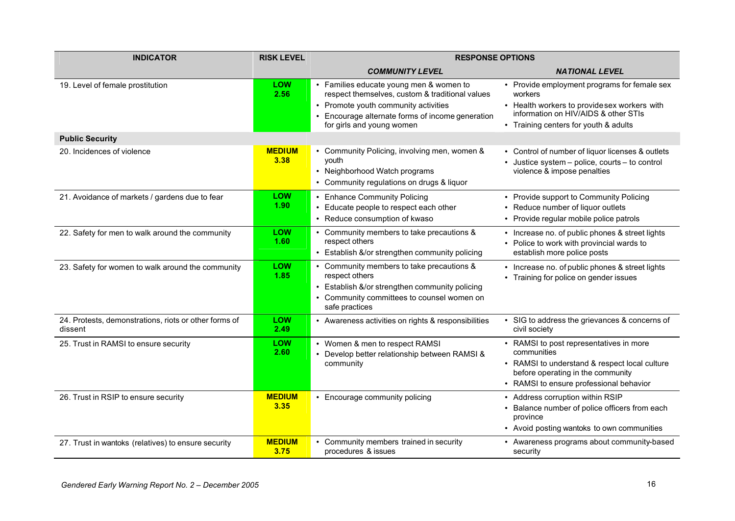| INDICATOR | RISK LEVEL | RESPONSE OPTIONS | |
|---|---|---|---|
| | | ***COMMUNITY LEVEL*** | ***NATIONAL LEVEL*** |
| 19. Level of female prostitution | **LOW 2.56** | • Families educate young men & women to respect themselves, custom & traditional values<br>• Promote youth community activities<br>• Encourage alternate forms of income generation for girls and young women | • Provide employment programs for female sex workers<br>• Health workers to provide sex workers with information on HIV/AIDS & other STIs<br>• Training centers for youth & adults |
| **Public Security** | | | |
| 20. Incidences of violence | **MEDIUM 3.38** | • Community Policing, involving men, women & youth<br>• Neighborhood Watch programs<br>• Community regulations on drugs & liquor | • Control of number of liquor licenses & outlets<br>• Justice system – police, courts – to control violence & impose penalties |
| 21. Avoidance of markets / gardens due to fear | **LOW 1.90** | • Enhance Community Policing<br>• Educate people to respect each other<br>• Reduce consumption of kwaso | • Provide support to Community Policing<br>• Reduce number of liquor outlets<br>• Provide regular mobile police patrols |
| 22. Safety for men to walk around the community | **LOW 1.60** | • Community members to take precautions & respect others<br>• Establish &/or strengthen community policing | • Increase no. of public phones & street lights<br>• Police to work with provincial wards to establish more police posts |
| 23. Safety for women to walk around the community | **LOW 1.85** | • Community members to take precautions & respect others<br>• Establish &/or strengthen community policing<br>• Community committees to counsel women on safe practices | • Increase no. of public phones & street lights<br>• Training for police on gender issues |
| 24. Protests, demonstrations, riots or other forms of dissent | **LOW 2.49** | • Awareness activities on rights & responsibilities | • SIG to address the grievances & concerns of civil society |
| 25. Trust in RAMSI to ensure security | **LOW 2.60** | • Women & men to respect RAMSI<br>• Develop better relationship between RAMSI & community | • RAMSI to post representatives in more communities<br>• RAMSI to understand & respect local culture before operating in the community<br>• RAMSI to ensure professional behavior |
| 26. Trust in RSIP to ensure security | **MEDIUM 3.35** | • Encourage community policing | • Address corruption within RSIP<br>• Balance number of police officers from each province<br>• Avoid posting wantoks to own communities |
| 27. Trust in wantoks (relatives) to ensure security | **MEDIUM 3.75** | • Community members trained in security procedures & issues | • Awareness programs about community-based security |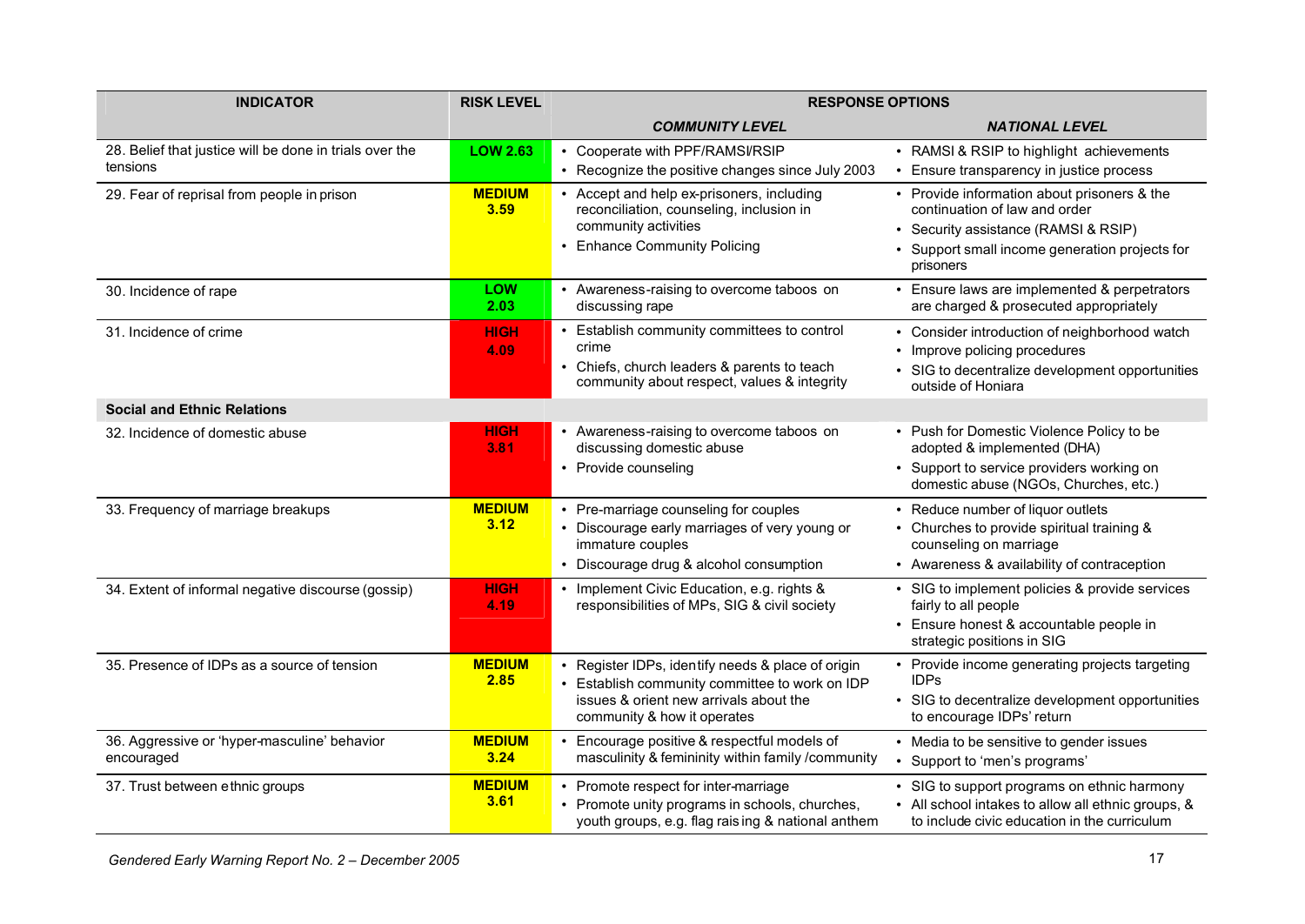| INDICATOR | RISK LEVEL | RESPONSE OPTIONS | |
|---|---|---|---|
| | | ***COMMUNITY LEVEL*** | ***NATIONAL LEVEL*** |
| 28. Belief that justice will be done in trials over the tensions | **LOW 2.63** | • Cooperate with PPF/RAMSI/RSIP<br>• Recognize the positive changes since July 2003 | • RAMSI & RSIP to highlight achievements<br>• Ensure transparency in justice process |
| 29. Fear of reprisal from people in prison | **MEDIUM 3.59** | • Accept and help ex-prisoners, including reconciliation, counseling, inclusion in community activities<br>• Enhance Community Policing | • Provide information about prisoners & the continuation of law and order<br>• Security assistance (RAMSI & RSIP)<br>• Support small income generation projects for prisoners |
| 30. Incidence of rape | **LOW 2.03** | • Awareness-raising to overcome taboos on discussing rape | • Ensure laws are implemented & perpetrators are charged & prosecuted appropriately |
| 31. Incidence of crime | **HIGH 4.09** | • Establish community committees to control crime<br>• Chiefs, church leaders & parents to teach community about respect, values & integrity | • Consider introduction of neighborhood watch<br>• Improve policing procedures<br>• SIG to decentralize development opportunities outside of Honiara |
| **Social and Ethnic Relations** | | | |
| 32. Incidence of domestic abuse | **HIGH 3.81** | • Awareness-raising to overcome taboos on discussing domestic abuse<br>• Provide counseling | • Push for Domestic Violence Policy to be adopted & implemented (DHA)<br>• Support to service providers working on domestic abuse (NGOs, Churches, etc.) |
| 33. Frequency of marriage breakups | **MEDIUM 3.12** | • Pre-marriage counseling for couples<br>• Discourage early marriages of very young or immature couples<br>• Discourage drug & alcohol consumption | • Reduce number of liquor outlets<br>• Churches to provide spiritual training & counseling on marriage<br>• Awareness & availability of contraception |
| 34. Extent of informal negative discourse (gossip) | **HIGH 4.19** | • Implement Civic Education, e.g. rights & responsibilities of MPs, SIG & civil society | • SIG to implement policies & provide services fairly to all people<br>• Ensure honest & accountable people in strategic positions in SIG |
| 35. Presence of IDPs as a source of tension | **MEDIUM 2.85** | • Register IDPs, identify needs & place of origin<br>• Establish community committee to work on IDP issues & orient new arrivals about the community & how it operates | • Provide income generating projects targeting IDPs<br>• SIG to decentralize development opportunities to encourage IDPs' return |
| 36. Aggressive or 'hyper-masculine' behavior encouraged | **MEDIUM 3.24** | • Encourage positive & respectful models of masculinity & femininity within family /community | • Media to be sensitive to gender issues<br>• Support to 'men's programs' |
| 37. Trust between ethnic groups | **MEDIUM 3.61** | • Promote respect for inter-marriage<br>• Promote unity programs in schools, churches, youth groups, e.g. flag raising & national anthem | • SIG to support programs on ethnic harmony<br>• All school intakes to allow all ethnic groups, & to include civic education in the curriculum |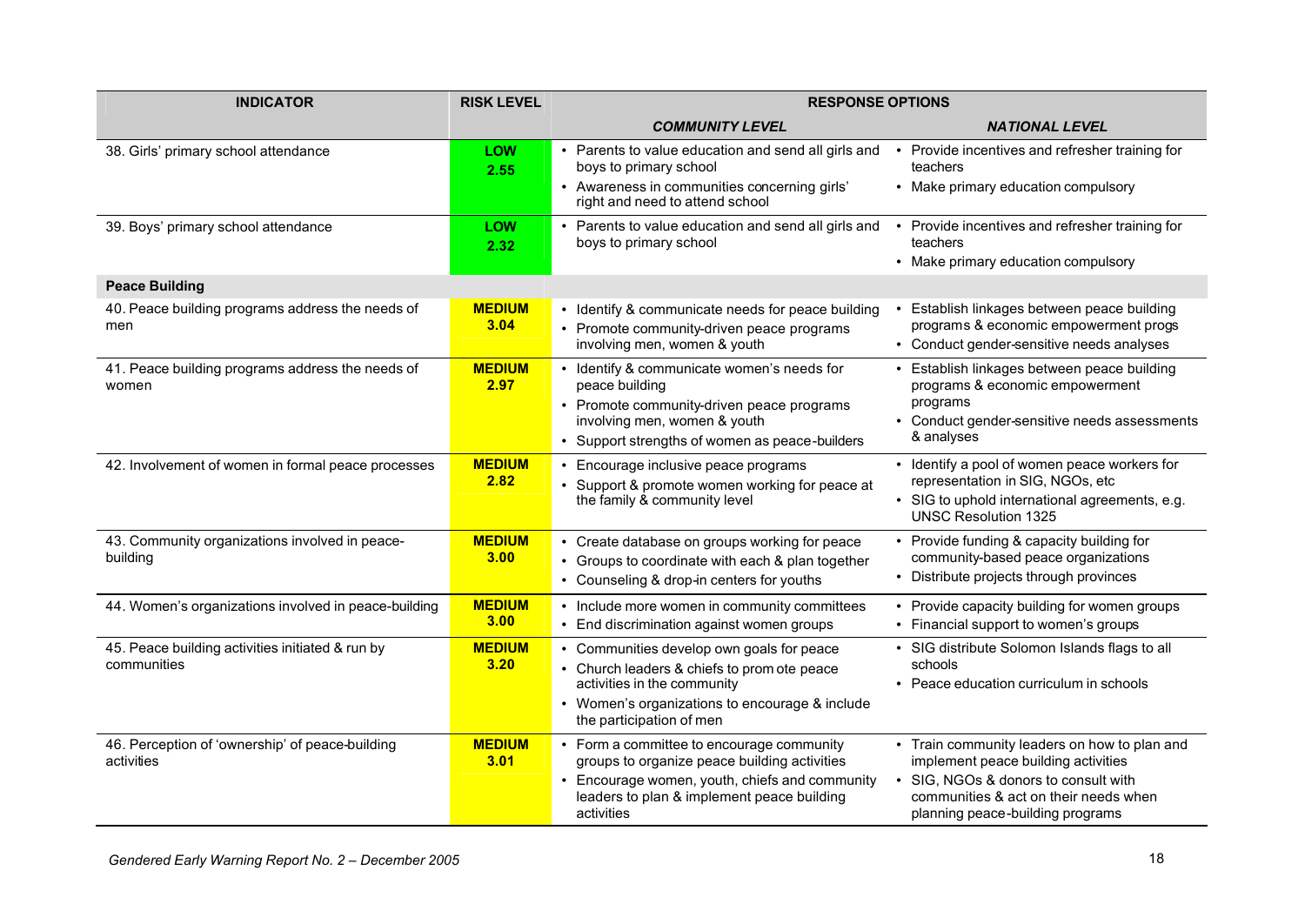| INDICATOR | RISK LEVEL | RESPONSE OPTIONS | |
|---|---|---|---|
| | | ***COMMUNITY LEVEL*** | ***NATIONAL LEVEL*** |
| 38. Girls' primary school attendance | **LOW 2.55** | • Parents to value education and send all girls and boys to primary school<br>• Awareness in communities concerning girls' right and need to attend school | • Provide incentives and refresher training for teachers<br>• Make primary education compulsory |
| 39. Boys' primary school attendance | **LOW 2.32** | • Parents to value education and send all girls and boys to primary school | • Provide incentives and refresher training for teachers<br>• Make primary education compulsory |
| **Peace Building** | | | |
| 40. Peace building programs address the needs of men | **MEDIUM 3.04** | • Identify & communicate needs for peace building<br>• Promote community-driven peace programs involving men, women & youth | • Establish linkages between peace building programs & economic empowerment progs<br>• Conduct gender-sensitive needs analyses |
| 41. Peace building programs address the needs of women | **MEDIUM 2.97** | • Identify & communicate women's needs for peace building<br>• Promote community-driven peace programs involving men, women & youth<br>• Support strengths of women as peace-builders | • Establish linkages between peace building programs & economic empowerment programs<br>• Conduct gender-sensitive needs assessments & analyses |
| 42. Involvement of women in formal peace processes | **MEDIUM 2.82** | • Encourage inclusive peace programs<br>• Support & promote women working for peace at the family & community level | • Identify a pool of women peace workers for representation in SIG, NGOs, etc<br>• SIG to uphold international agreements, e.g. UNSC Resolution 1325 |
| 43. Community organizations involved in peace-building | **MEDIUM 3.00** | • Create database on groups working for peace<br>• Groups to coordinate with each & plan together<br>• Counseling & drop-in centers for youths | • Provide funding & capacity building for community-based peace organizations<br>• Distribute projects through provinces |
| 44. Women's organizations involved in peace-building | **MEDIUM 3.00** | • Include more women in community committees<br>• End discrimination against women groups | • Provide capacity building for women groups<br>• Financial support to women's groups |
| 45. Peace building activities initiated & run by communities | **MEDIUM 3.20** | • Communities develop own goals for peace<br>• Church leaders & chiefs to promote peace activities in the community<br>• Women's organizations to encourage & include the participation of men | • SIG distribute Solomon Islands flags to all schools<br>• Peace education curriculum in schools |
| 46. Perception of 'ownership' of peace-building activities | **MEDIUM 3.01** | • Form a committee to encourage community groups to organize peace building activities<br>• Encourage women, youth, chiefs and community leaders to plan & implement peace building activities | • Train community leaders on how to plan and implement peace building activities<br>• SIG, NGOs & donors to consult with communities & act on their needs when planning peace-building programs |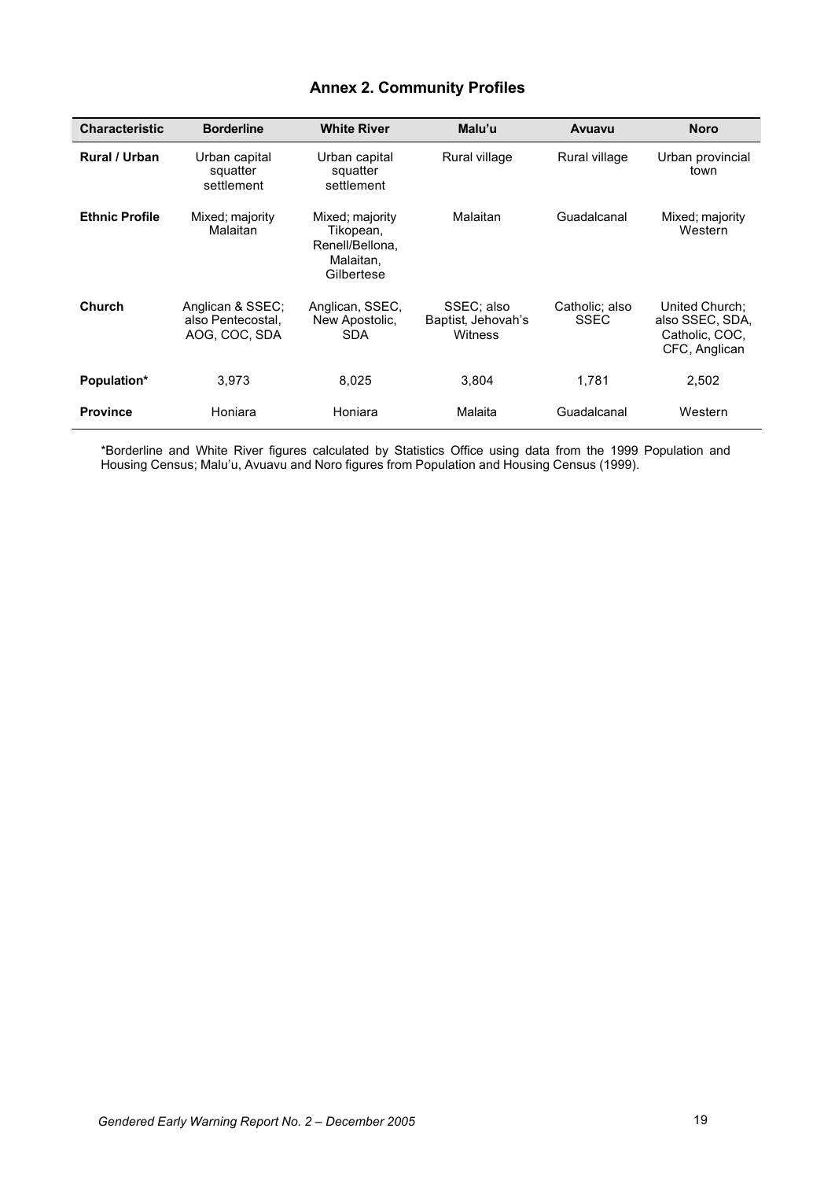## Annex 2. Community Profiles

| Characteristic | Borderline | White River | Malu'u | Avuavu | Noro |
|---|---|---|---|---|---|
| **Rural / Urban** | Urban capital squatter settlement | Urban capital squatter settlement | Rural village | Rural village | Urban provincial town |
| **Ethnic Profile** | Mixed; majority Malaitan | Mixed; majority Tikopean, Renell/Bellona, Malaitan, Gilbertese | Malaitan | Guadalcanal | Mixed; majority Western |
| **Church** | Anglican & SSEC; also Pentecostal, AOG, COC, SDA | Anglican, SSEC, New Apostolic, SDA | SSEC; also Baptist, Jehovah's Witness | Catholic; also SSEC | United Church; also SSEC, SDA, Catholic, COC, CFC, Anglican |
| **Population*** | 3,973 | 8,025 | 3,804 | 1,781 | 2,502 |
| **Province** | Honiara | Honiara | Malaita | Guadalcanal | Western |

*Borderline and White River figures calculated by Statistics Office using data from the 1999 Population and Housing Census; Malu'u, Avuavu and Noro figures from Population and Housing Census (1999).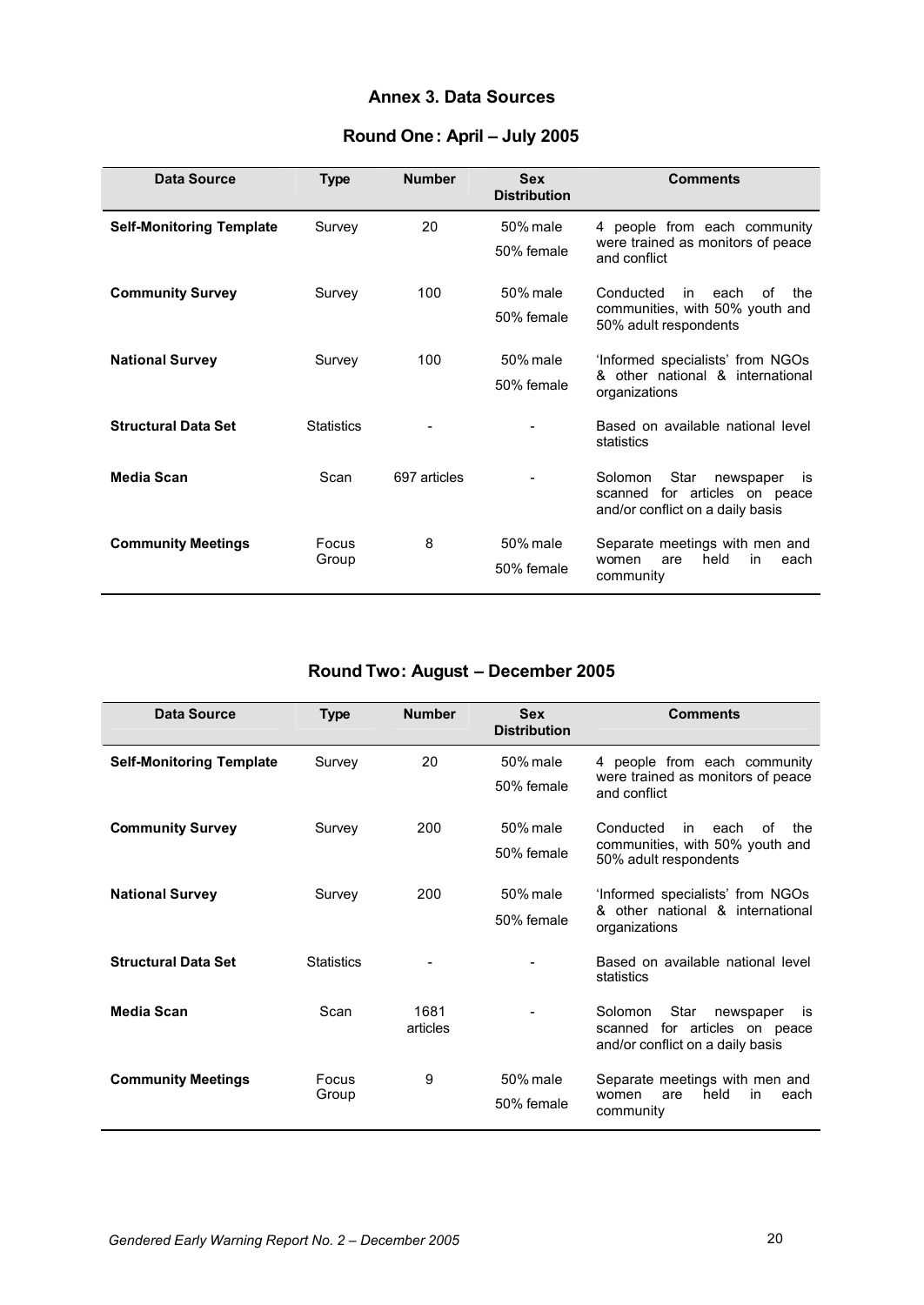## Annex 3. Data Sources

### Round One: April – July 2005

| Data Source | Type | Number | Sex Distribution | Comments |
|---|---|---|---|---|
| **Self-Monitoring Template** | Survey | 20 | 50% male<br>50% female | 4 people from each community were trained as monitors of peace and conflict |
| **Community Survey** | Survey | 100 | 50% male<br>50% female | Conducted in each of the communities, with 50% youth and 50% adult respondents |
| **National Survey** | Survey | 100 | 50% male<br>50% female | 'Informed specialists' from NGOs & other national & international organizations |
| **Structural Data Set** | Statistics | - | - | Based on available national level statistics |
| **Media Scan** | Scan | 697 articles | - | Solomon Star newspaper is scanned for articles on peace and/or conflict on a daily basis |
| **Community Meetings** | Focus Group | 8 | 50% male<br>50% female | Separate meetings with men and women are held in each community |

### Round Two: August – December 2005

| Data Source | Type | Number | Sex Distribution | Comments |
|---|---|---|---|---|
| **Self-Monitoring Template** | Survey | 20 | 50% male<br>50% female | 4 people from each community were trained as monitors of peace and conflict |
| **Community Survey** | Survey | 200 | 50% male<br>50% female | Conducted in each of the communities, with 50% youth and 50% adult respondents |
| **National Survey** | Survey | 200 | 50% male<br>50% female | 'Informed specialists' from NGOs & other national & international organizations |
| **Structural Data Set** | Statistics | - | - | Based on available national level statistics |
| **Media Scan** | Scan | 1681 articles | - | Solomon Star newspaper is scanned for articles on peace and/or conflict on a daily basis |
| **Community Meetings** | Focus Group | 9 | 50% male<br>50% female | Separate meetings with men and women are held in each community |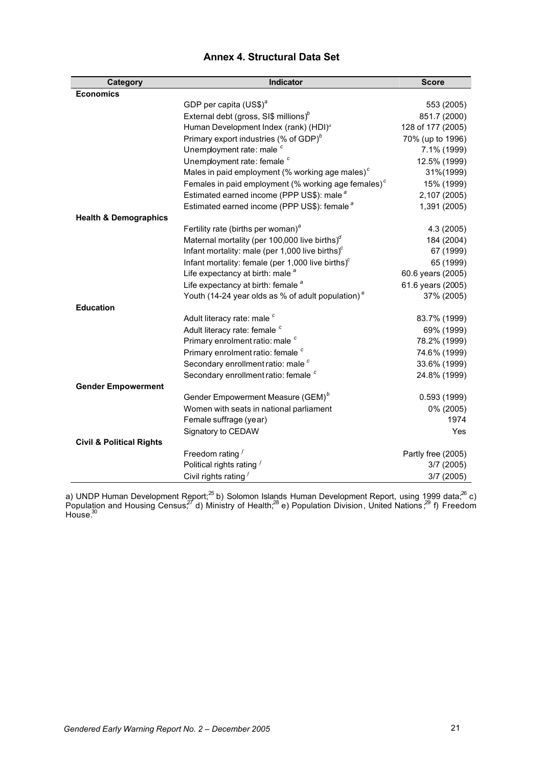## Annex 4. Structural Data Set

| Category | Indicator | Score |
|---|---|---|
| **Economics** | | |
| | GDP per capita (US$)[a] | 553 (2005) |
| | External debt (gross, SI$ millions)[b] | 851.7 (2000) |
| | Human Development Index (rank) (HDI)[a] | 128 of 177 (2005) |
| | Primary export industries (% of GDP)[b] | 70% (up to 1996) |
| | Unemployment rate: male [c] | 7.1% (1999) |
| | Unemployment rate: female [c] | 12.5% (1999) |
| | Males in paid employment (% working age males)[c] | 31%(1999) |
| | Females in paid employment (% working age females)[c] | 15% (1999) |
| | Estimated earned income (PPP US$): male [a] | 2,107 (2005) |
| | Estimated earned income (PPP US$): female [a] | 1,391 (2005) |
| **Health & Demographics** | | |
| | Fertility rate (births per woman)[a] | 4.3 (2005) |
| | Maternal mortality (per 100,000 live births)[d] | 184 (2004) |
| | Infant mortality: male (per 1,000 live births)[c] | 67 (1999) |
| | Infant mortality: female (per 1,000 live births)[c] | 65 (1999) |
| | Life expectancy at birth: male [a] | 60.6 years (2005) |
| | Life expectancy at birth: female [a] | 61.6 years (2005) |
| | Youth (14-24 year olds as % of adult population) [e] | 37% (2005) |
| **Education** | | |
| | Adult literacy rate: male [c] | 83.7% (1999) |
| | Adult literacy rate: female [c] | 69% (1999) |
| | Primary enrolment ratio: male [c] | 78.2% (1999) |
| | Primary enrolment ratio: female [c] | 74.6% (1999) |
| | Secondary enrollment ratio: male [c] | 33.6% (1999) |
| | Secondary enrollment ratio: female [c] | 24.8% (1999) |
| **Gender Empowerment** | | |
| | Gender Empowerment Measure (GEM)[b] | 0.593 (1999) |
| | Women with seats in national parliament | 0% (2005) |
| | Female suffrage (year) | 1974 |
| | Signatory to CEDAW | Yes |
| **Civil & Political Rights** | | |
| | Freedom rating [f] | Partly free (2005) |
| | Political rights rating [f] | 3/7 (2005) |
| | Civil rights rating [f] | 3/7 (2005) |

a) UNDP Human Development Report;[25] b) Solomon Islands Human Development Report, using 1999 data;[26] c) Population and Housing Census;[27] d) Ministry of Health;[28] e) Population Division, United Nations;[29] f) Freedom House.[30]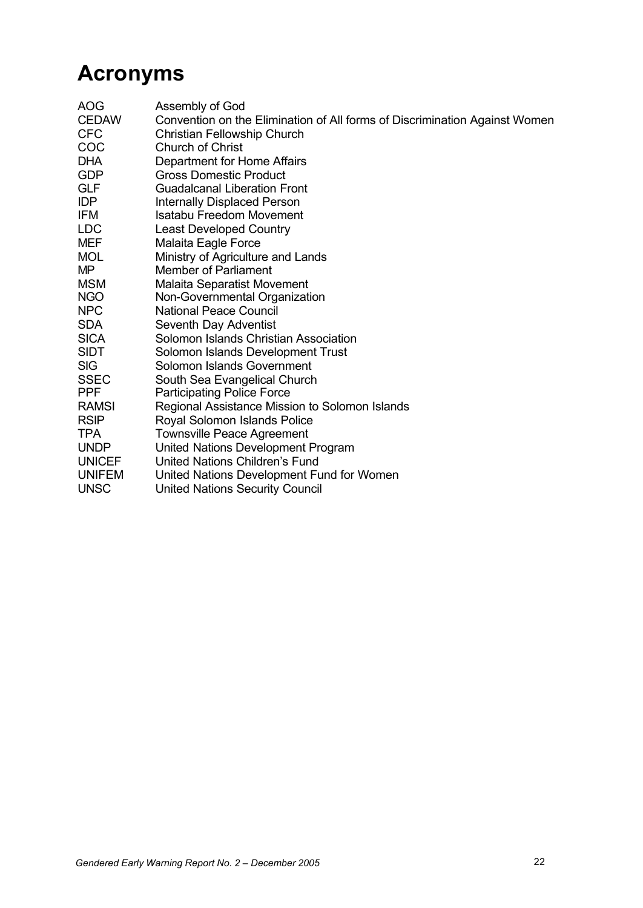# Acronyms

| | |
|---|---|
| AOG | Assembly of God |
| CEDAW | Convention on the Elimination of All forms of Discrimination Against Women |
| CFC | Christian Fellowship Church |
| COC | Church of Christ |
| DHA | Department for Home Affairs |
| GDP | Gross Domestic Product |
| GLF | Guadalcanal Liberation Front |
| IDP | Internally Displaced Person |
| IFM | Isatabu Freedom Movement |
| LDC | Least Developed Country |
| MEF | Malaita Eagle Force |
| MOL | Ministry of Agriculture and Lands |
| MP | Member of Parliament |
| MSM | Malaita Separatist Movement |
| NGO | Non-Governmental Organization |
| NPC | National Peace Council |
| SDA | Seventh Day Adventist |
| SICA | Solomon Islands Christian Association |
| SIDT | Solomon Islands Development Trust |
| SIG | Solomon Islands Government |
| SSEC | South Sea Evangelical Church |
| PPF | Participating Police Force |
| RAMSI | Regional Assistance Mission to Solomon Islands |
| RSIP | Royal Solomon Islands Police |
| TPA | Townsville Peace Agreement |
| UNDP | United Nations Development Program |
| UNICEF | United Nations Children's Fund |
| UNIFEM | United Nations Development Fund for Women |
| UNSC | United Nations Security Council |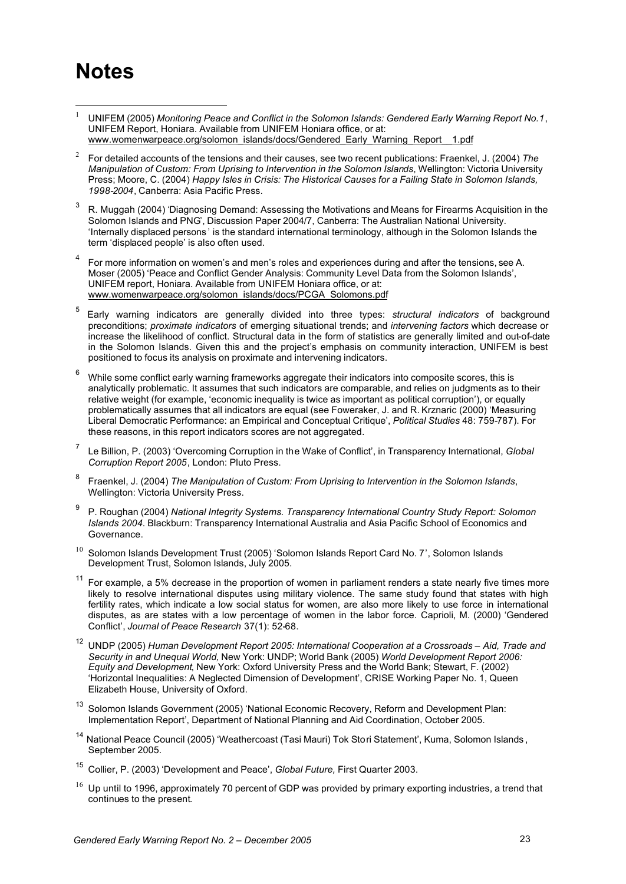# Notes

[1] UNIFEM (2005) *Monitoring Peace and Conflict in the Solomon Islands: Gendered Early Warning Report No.1*, UNIFEM Report, Honiara. Available from UNIFEM Honiara office, or at: www.womenwarpeace.org/solomon_islands/docs/Gendered_Early_Warning_Report__1.pdf

[2] For detailed accounts of the tensions and their causes, see two recent publications: Fraenkel, J. (2004) *The Manipulation of Custom: From Uprising to Intervention in the Solomon Islands*, Wellington: Victoria University Press; Moore, C. (2004) *Happy Isles in Crisis: The Historical Causes for a Failing State in Solomon Islands, 1998-2004*, Canberra: Asia Pacific Press.

[3] R. Muggah (2004) 'Diagnosing Demand: Assessing the Motivations and Means for Firearms Acquisition in the Solomon Islands and PNG', Discussion Paper 2004/7, Canberra: The Australian National University. 'Internally displaced persons' is the standard international terminology, although in the Solomon Islands the term 'displaced people' is also often used.

[4] For more information on women's and men's roles and experiences during and after the tensions, see A. Moser (2005) 'Peace and Conflict Gender Analysis: Community Level Data from the Solomon Islands', UNIFEM report, Honiara. Available from UNIFEM Honiara office, or at: www.womenwarpeace.org/solomon_islands/docs/PCGA_Solomons.pdf

[5] Early warning indicators are generally divided into three types: *structural indicators* of background preconditions; *proximate indicators* of emerging situational trends; and *intervening factors* which decrease or increase the likelihood of conflict. Structural data in the form of statistics are generally limited and out-of-date in the Solomon Islands. Given this and the project's emphasis on community interaction, UNIFEM is best positioned to focus its analysis on proximate and intervening indicators.

[6] While some conflict early warning frameworks aggregate their indicators into composite scores, this is analytically problematic. It assumes that such indicators are comparable, and relies on judgments as to their relative weight (for example, 'economic inequality is twice as important as political corruption'), or equally problematically assumes that all indicators are equal (see Foweraker, J. and R. Krznaric (2000) 'Measuring Liberal Democratic Performance: an Empirical and Conceptual Critique', *Political Studies* 48: 759-787). For these reasons, in this report indicators scores are not aggregated.

[7] Le Billion, P. (2003) 'Overcoming Corruption in the Wake of Conflict', in Transparency International, *Global Corruption Report 2005*, London: Pluto Press.

[8] Fraenkel, J. (2004) *The Manipulation of Custom: From Uprising to Intervention in the Solomon Islands*, Wellington: Victoria University Press.

[9] P. Roughan (2004) *National Integrity Systems. Transparency International Country Study Report: Solomon Islands 2004*. Blackburn: Transparency International Australia and Asia Pacific School of Economics and Governance.

[10] Solomon Islands Development Trust (2005) 'Solomon Islands Report Card No. 7', Solomon Islands Development Trust, Solomon Islands, July 2005.

[11] For example, a 5% decrease in the proportion of women in parliament renders a state nearly five times more likely to resolve international disputes using military violence. The same study found that states with high fertility rates, which indicate a low social status for women, are also more likely to use force in international disputes, as are states with a low percentage of women in the labor force. Caprioli, M. (2000) 'Gendered Conflict', *Journal of Peace Research* 37(1): 52-68.

[12] UNDP (2005) *Human Development Report 2005: International Cooperation at a Crossroads – Aid, Trade and Security in and Unequal World*, New York: UNDP; World Bank (2005) *World Development Report 2006: Equity and Development*, New York: Oxford University Press and the World Bank; Stewart, F. (2002) 'Horizontal Inequalities: A Neglected Dimension of Development', CRISE Working Paper No. 1, Queen Elizabeth House, University of Oxford.

[13] Solomon Islands Government (2005) 'National Economic Recovery, Reform and Development Plan: Implementation Report', Department of National Planning and Aid Coordination, October 2005.

[14] National Peace Council (2005) 'Weathercoast (Tasi Mauri) Tok Stori Statement', Kuma, Solomon Islands, September 2005.

[15] Collier, P. (2003) 'Development and Peace', *Global Future,* First Quarter 2003.

[16] Up until to 1996, approximately 70 percent of GDP was provided by primary exporting industries, a trend that continues to the present.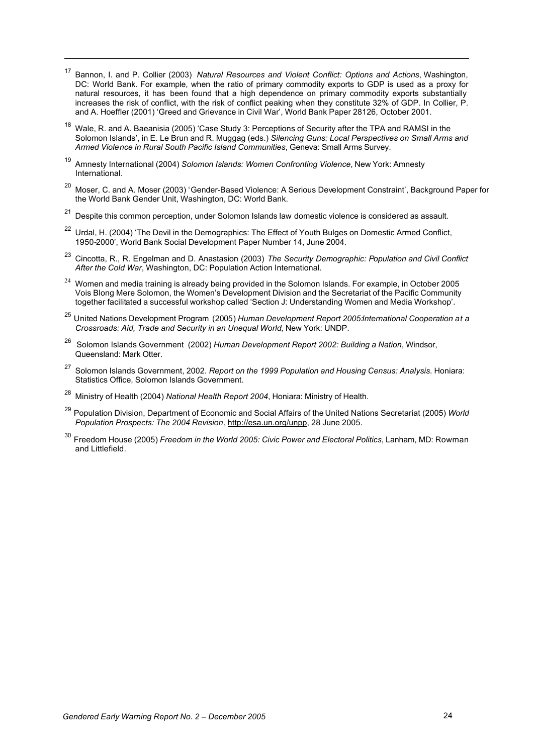[17] Bannon, I. and P. Collier (2003) *Natural Resources and Violent Conflict: Options and Actions*, Washington, DC: World Bank. For example, when the ratio of primary commodity exports to GDP is used as a proxy for natural resources, it has been found that a high dependence on primary commodity exports substantially increases the risk of conflict, with the risk of conflict peaking when they constitute 32% of GDP. In Collier, P. and A. Hoeffler (2001) 'Greed and Grievance in Civil War', World Bank Paper 28126, October 2001.

[18] Wale, R. and A. Baeanisia (2005) 'Case Study 3: Perceptions of Security after the TPA and RAMSI in the Solomon Islands', in E. Le Brun and R. Muggag (eds.) *Silencing Guns: Local Perspectives on Small Arms and Armed Violence in Rural South Pacific Island Communities*, Geneva: Small Arms Survey.

[19] Amnesty International (2004) *Solomon Islands: Women Confronting Violence*, New York: Amnesty International.

[20] Moser, C. and A. Moser (2003) 'Gender-Based Violence: A Serious Development Constraint', Background Paper for the World Bank Gender Unit, Washington, DC: World Bank.

[21] Despite this common perception, under Solomon Islands law domestic violence is considered as assault.

[22] Urdal, H. (2004) 'The Devil in the Demographics: The Effect of Youth Bulges on Domestic Armed Conflict, 1950-2000', World Bank Social Development Paper Number 14, June 2004.

[23] Cincotta, R., R. Engelman and D. Anastasion (2003) *The Security Demographic: Population and Civil Conflict After the Cold War*, Washington, DC: Population Action International.

[24] Women and media training is already being provided in the Solomon Islands. For example, in October 2005 Vois Blong Mere Solomon, the Women's Development Division and the Secretariat of the Pacific Community together facilitated a successful workshop called 'Section J: Understanding Women and Media Workshop'.

[25] United Nations Development Program (2005) *Human Development Report 2005:International Cooperation at a Crossroads: Aid, Trade and Security in an Unequal World,* New York: UNDP.

[26] Solomon Islands Government (2002) *Human Development Report 2002: Building a Nation*, Windsor, Queensland: Mark Otter.

[27] Solomon Islands Government, 2002. *Report on the 1999 Population and Housing Census: Analysis*. Honiara: Statistics Office, Solomon Islands Government.

[28] Ministry of Health (2004) *National Health Report 2004*, Honiara: Ministry of Health.

[29] Population Division, Department of Economic and Social Affairs of the United Nations Secretariat (2005) *World Population Prospects: The 2004 Revision*, http://esa.un.org/unpp, 28 June 2005.

[30] Freedom House (2005) *Freedom in the World 2005: Civic Power and Electoral Politics*, Lanham, MD: Rowman and Littlefield.